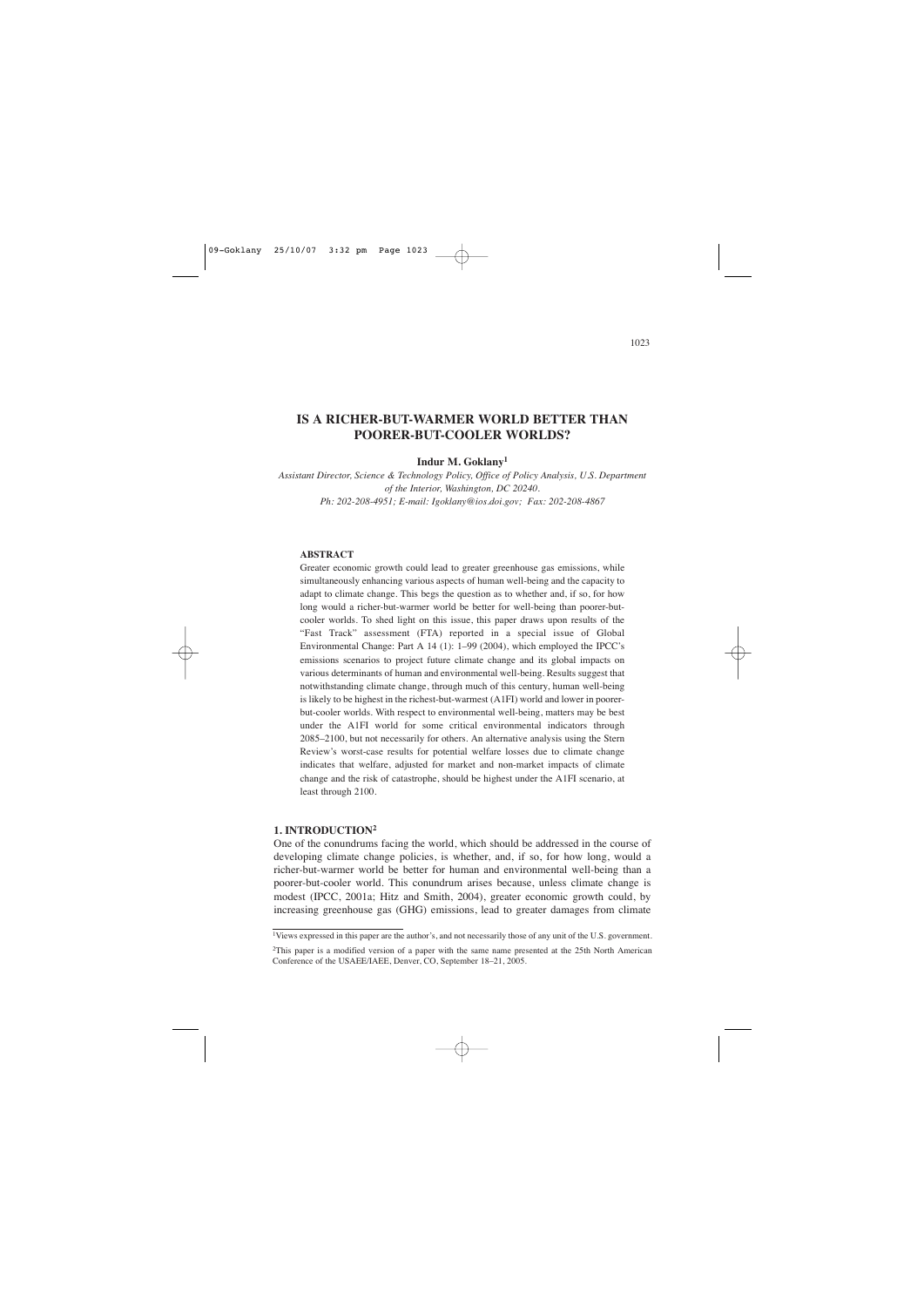# IS A RICHER-BUT-WARMER WORLD BETTER THAN POORER-BUT-COOLER WORLDS?

**Indur M. Goklany[1]**

*Assistant Director, Science & Technology Policy, Office of Policy Analysis, U.S. Department of the Interior, Washington, DC 20240.*
*Ph: 202-208-4951; E-mail: Igoklany@ios.doi.gov; Fax: 202-208-4867*

**ABSTRACT**

Greater economic growth could lead to greater greenhouse gas emissions, while simultaneously enhancing various aspects of human well-being and the capacity to adapt to climate change. This begs the question as to whether and, if so, for how long would a richer-but-warmer world be better for well-being than poorer-but-cooler worlds. To shed light on this issue, this paper draws upon results of the "Fast Track" assessment (FTA) reported in a special issue of Global Environmental Change: Part A 14 (1): 1–99 (2004), which employed the IPCC's emissions scenarios to project future climate change and its global impacts on various determinants of human and environmental well-being. Results suggest that notwithstanding climate change, through much of this century, human well-being is likely to be highest in the richest-but-warmest (A1FI) world and lower in poorer-but-cooler worlds. With respect to environmental well-being, matters may be best under the A1FI world for some critical environmental indicators through 2085–2100, but not necessarily for others. An alternative analysis using the Stern Review's worst-case results for potential welfare losses due to climate change indicates that welfare, adjusted for market and non-market impacts of climate change and the risk of catastrophe, should be highest under the A1FI scenario, at least through 2100.

## 1. INTRODUCTION[2]

One of the conundrums facing the world, which should be addressed in the course of developing climate change policies, is whether, and, if so, for how long, would a richer-but-warmer world be better for human and environmental well-being than a poorer-but-cooler world. This conundrum arises because, unless climate change is modest (IPCC, 2001a; Hitz and Smith, 2004), greater economic growth could, by increasing greenhouse gas (GHG) emissions, lead to greater damages from climate

---

[1]Views expressed in this paper are the author's, and not necessarily those of any unit of the U.S. government.

[2]This paper is a modified version of a paper with the same name presented at the 25th North American Conference of the USAEE/IAEE, Denver, CO, September 18–21, 2005.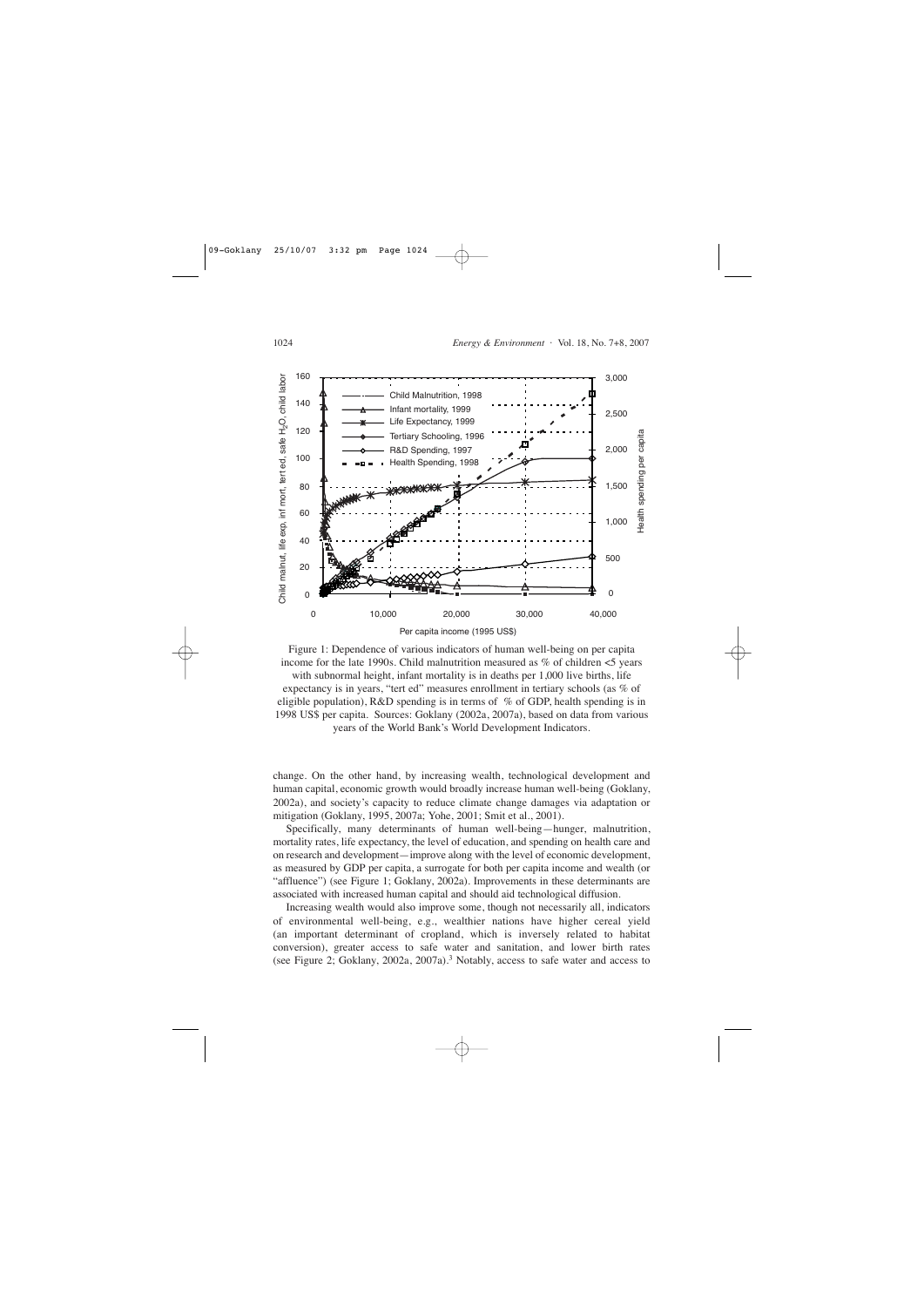Figure 1: Dependence of various indicators of human well-being on per capita income for the late 1990s. Child malnutrition measured as % of children <5 years with subnormal height, infant mortality is in deaths per 1,000 live births, life expectancy is in years, "tert ed" measures enrollment in tertiary schools (as % of eligible population), R&D spending is in terms of % of GDP, health spending is in 1998 US$ per capita. Sources: Goklany (2002a, 2007a), based on data from various years of the World Bank's World Development Indicators.

change. On the other hand, by increasing wealth, technological development and human capital, economic growth would broadly increase human well-being (Goklany, 2002a), and society's capacity to reduce climate change damages via adaptation or mitigation (Goklany, 1995, 2007a; Yohe, 2001; Smit et al., 2001).

Specifically, many determinants of human well-being—hunger, malnutrition, mortality rates, life expectancy, the level of education, and spending on health care and on research and development—improve along with the level of economic development, as measured by GDP per capita, a surrogate for both per capita income and wealth (or "affluence") (see Figure 1; Goklany, 2002a). Improvements in these determinants are associated with increased human capital and should aid technological diffusion.

Increasing wealth would also improve some, though not necessarily all, indicators of environmental well-being, e.g., wealthier nations have higher cereal yield (an important determinant of cropland, which is inversely related to habitat conversion), greater access to safe water and sanitation, and lower birth rates (see Figure 2; Goklany, 2002a, 2007a).[3] Notably, access to safe water and access to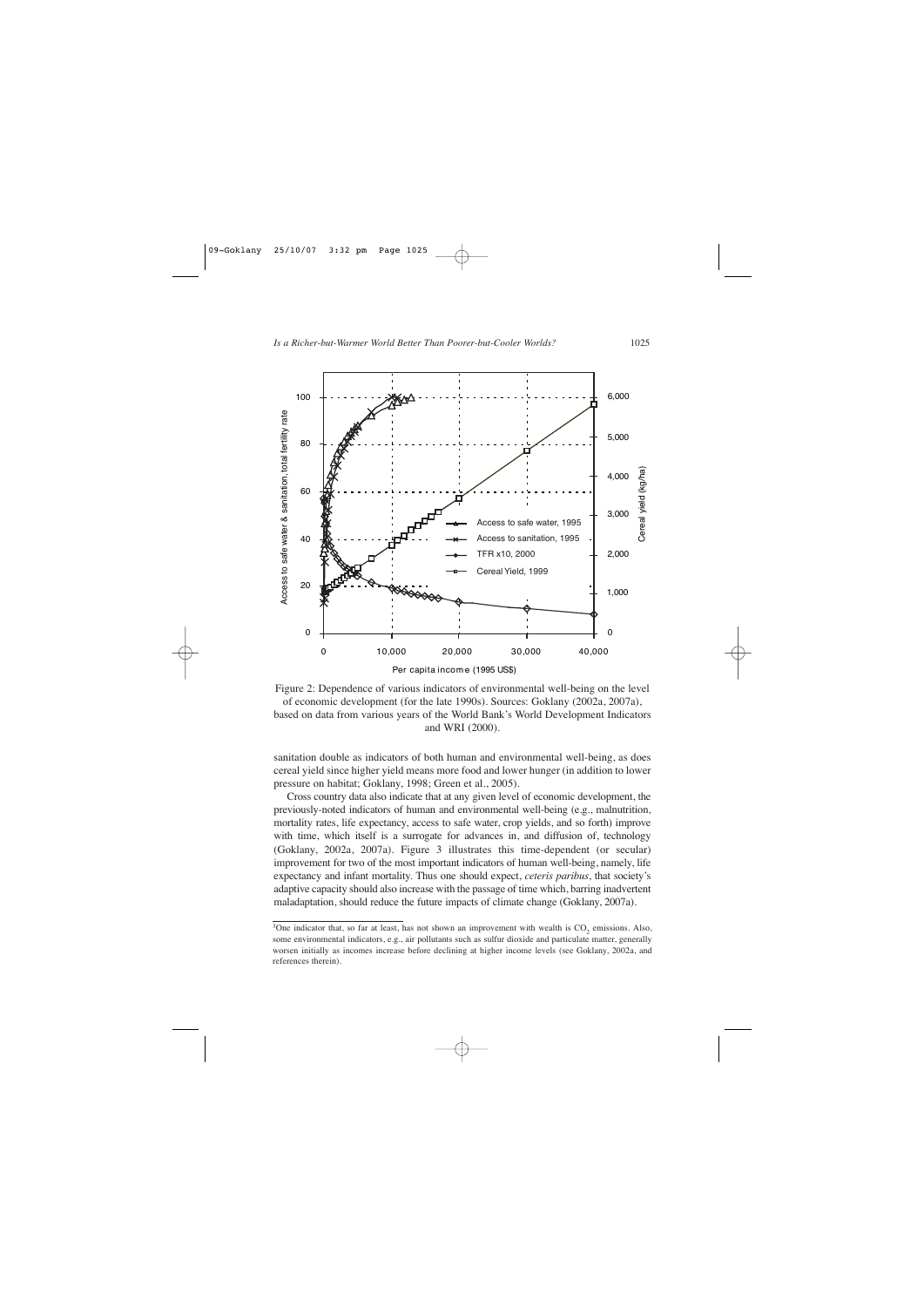Figure 2: Dependence of various indicators of environmental well-being on the level of economic development (for the late 1990s). Sources: Goklany (2002a, 2007a), based on data from various years of the World Bank's World Development Indicators and WRI (2000).

sanitation double as indicators of both human and environmental well-being, as does cereal yield since higher yield means more food and lower hunger (in addition to lower pressure on habitat; Goklany, 1998; Green et al., 2005).

Cross country data also indicate that at any given level of economic development, the previously-noted indicators of human and environmental well-being (e.g., malnutrition, mortality rates, life expectancy, access to safe water, crop yields, and so forth) improve with time, which itself is a surrogate for advances in, and diffusion of, technology (Goklany, 2002a, 2007a). Figure 3 illustrates this time-dependent (or secular) improvement for two of the most important indicators of human well-being, namely, life expectancy and infant mortality. Thus one should expect, *ceteris paribus*, that society's adaptive capacity should also increase with the passage of time which, barring inadvertent maladaptation, should reduce the future impacts of climate change (Goklany, 2007a).

[3]One indicator that, so far at least, has not shown an improvement with wealth is $CO_2$ emissions. Also, some environmental indicators, e.g., air pollutants such as sulfur dioxide and particulate matter, generally worsen initially as incomes increase before declining at higher income levels (see Goklany, 2002a, and references therein).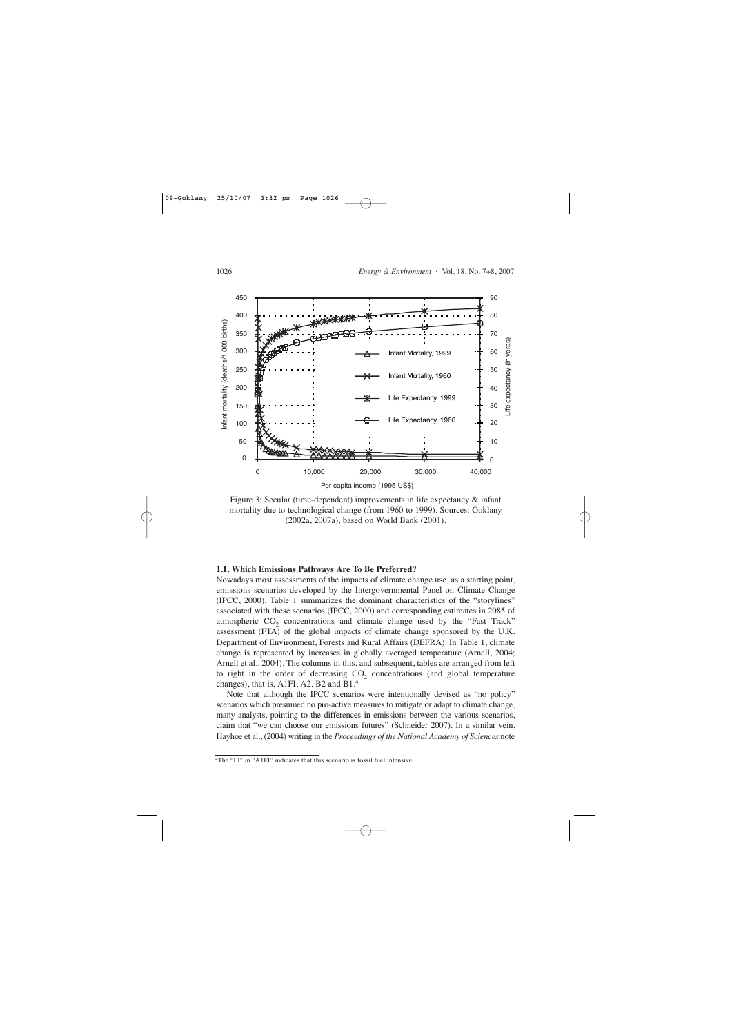Figure 3: Secular (time-dependent) improvements in life expectancy & infant mortality due to technological change (from 1960 to 1999). Sources: Goklany (2002a, 2007a), based on World Bank (2001).

### 1.1. Which Emissions Pathways Are To Be Preferred?

Nowadays most assessments of the impacts of climate change use, as a starting point, emissions scenarios developed by the Intergovernmental Panel on Climate Change (IPCC, 2000). Table 1 summarizes the dominant characteristics of the "storylines" associated with these scenarios (IPCC, 2000) and corresponding estimates in 2085 of atmospheric $CO_2$ concentrations and climate change used by the "Fast Track" assessment (FTA) of the global impacts of climate change sponsored by the U.K. Department of Environment, Forests and Rural Affairs (DEFRA). In Table 1, climate change is represented by increases in globally averaged temperature (Arnell, 2004; Arnell et al., 2004). The columns in this, and subsequent, tables are arranged from left to right in the order of decreasing $CO_2$ concentrations (and global temperature changes), that is, A1FI, A2, B2 and B1.[4]

Note that although the IPCC scenarios were intentionally devised as "no policy" scenarios which presumed no pro-active measures to mitigate or adapt to climate change, many analysts, pointing to the differences in emissions between the various scenarios, claim that "we can choose our emissions futures" (Schneider 2007). In a similar vein, Hayhoe et al., (2004) writing in the *Proceedings of the National Academy of Sciences* note

[4] The "FI" in "A1FI" indicates that this scenario is fossil fuel intensive.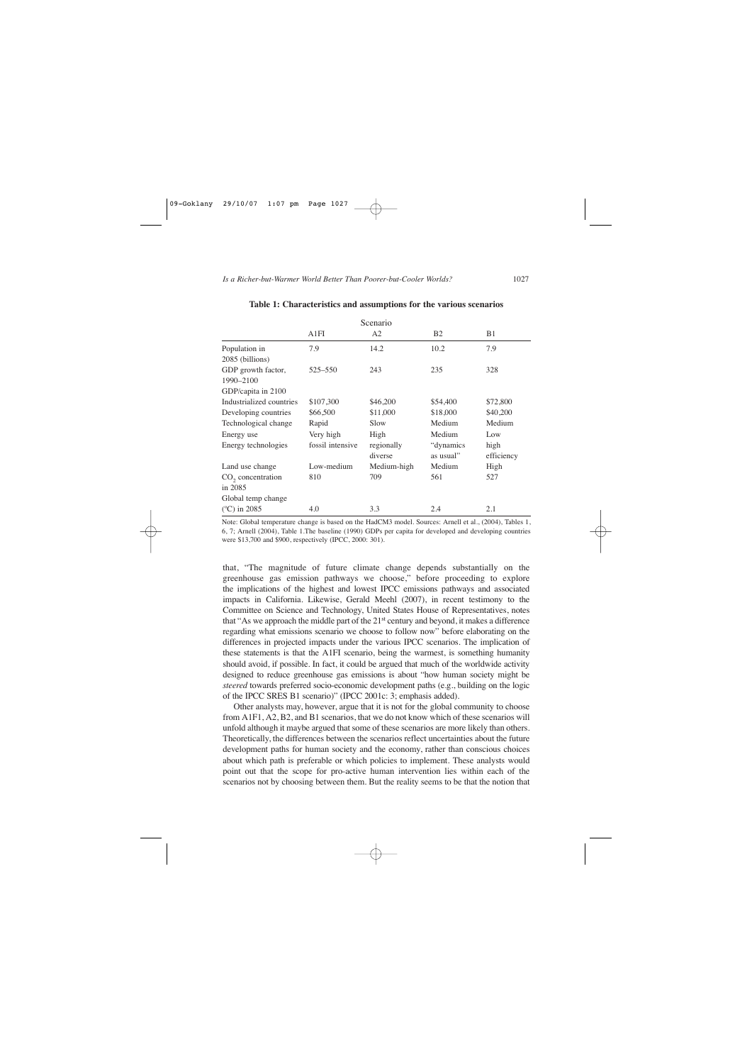**Table 1: Characteristics and assumptions for the various scenarios**

| | Scenario | | | |
|---|---|---|---|---|
| | A1FI | A2 | B2 | B1 |
| Population in 2085 (billions) | 7.9 | 14.2 | 10.2 | 7.9 |
| GDP growth factor, 1990–2100 | 525–550 | 243 | 235 | 328 |
| GDP/capita in 2100 | | | | |
| Industrialized countries | \$107,300 | \$46,200 | \$54,400 | \$72,800 |
| Developing countries | \$66,500 | \$11,000 | \$18,000 | \$40,200 |
| Technological change | Rapid | Slow | Medium | Medium |
| Energy use | Very high | High | Medium | Low |
| Energy technologies | fossil intensive | regionally diverse | "dynamics as usual" | high efficiency |
| Land use change | Low-medium | Medium-high | Medium | High |
| $CO_2$ concentration in 2085 | 810 | 709 | 561 | 527 |
| Global temp change (°C) in 2085 | 4.0 | 3.3 | 2.4 | 2.1 |

Note: Global temperature change is based on the HadCM3 model. Sources: Arnell et al., (2004), Tables 1, 6, 7; Arnell (2004), Table 1.The baseline (1990) GDPs per capita for developed and developing countries were \$13,700 and \$900, respectively (IPCC, 2000: 301).

that, "The magnitude of future climate change depends substantially on the greenhouse gas emission pathways we choose," before proceeding to explore the implications of the highest and lowest IPCC emissions pathways and associated impacts in California. Likewise, Gerald Meehl (2007), in recent testimony to the Committee on Science and Technology, United States House of Representatives, notes that "As we approach the middle part of the 21st century and beyond, it makes a difference regarding what emissions scenario we choose to follow now" before elaborating on the differences in projected impacts under the various IPCC scenarios. The implication of these statements is that the A1FI scenario, being the warmest, is something humanity should avoid, if possible. In fact, it could be argued that much of the worldwide activity designed to reduce greenhouse gas emissions is about "how human society might be *steered* towards preferred socio-economic development paths (e.g., building on the logic of the IPCC SRES B1 scenario)" (IPCC 2001c: 3; emphasis added).

Other analysts may, however, argue that it is not for the global community to choose from A1F1, A2, B2, and B1 scenarios, that we do not know which of these scenarios will unfold although it maybe argued that some of these scenarios are more likely than others. Theoretically, the differences between the scenarios reflect uncertainties about the future development paths for human society and the economy, rather than conscious choices about which path is preferable or which policies to implement. These analysts would point out that the scope for pro-active human intervention lies within each of the scenarios not by choosing between them. But the reality seems to be that the notion that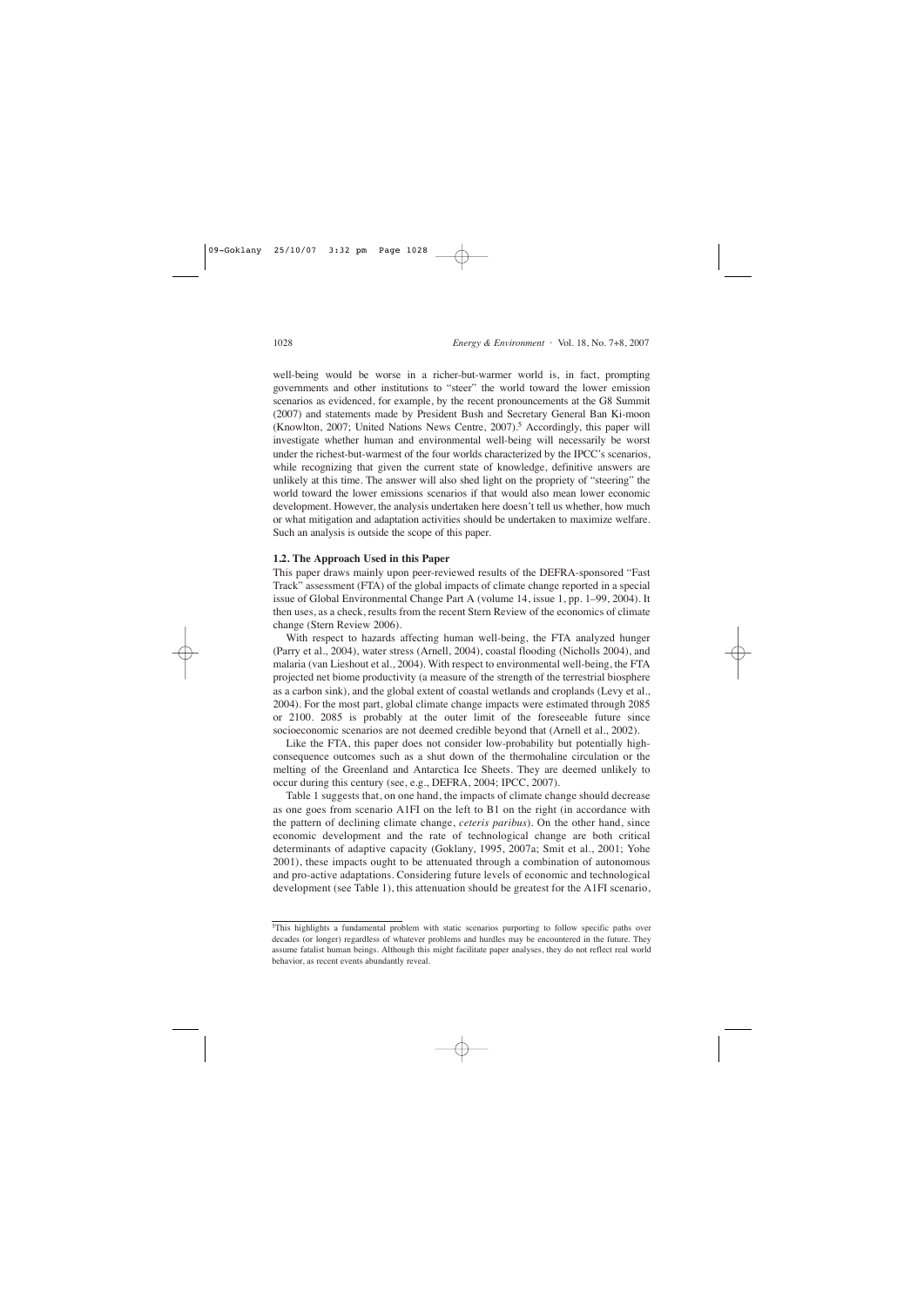well-being would be worse in a richer-but-warmer world is, in fact, prompting governments and other institutions to "steer" the world toward the lower emission scenarios as evidenced, for example, by the recent pronouncements at the G8 Summit (2007) and statements made by President Bush and Secretary General Ban Ki-moon (Knowlton, 2007; United Nations News Centre, 2007).[5] Accordingly, this paper will investigate whether human and environmental well-being will necessarily be worst under the richest-but-warmest of the four worlds characterized by the IPCC's scenarios, while recognizing that given the current state of knowledge, definitive answers are unlikely at this time. The answer will also shed light on the propriety of "steering" the world toward the lower emissions scenarios if that would also mean lower economic development. However, the analysis undertaken here doesn't tell us whether, how much or what mitigation and adaptation activities should be undertaken to maximize welfare. Such an analysis is outside the scope of this paper.

### 1.2. The Approach Used in this Paper

This paper draws mainly upon peer-reviewed results of the DEFRA-sponsored "Fast Track" assessment (FTA) of the global impacts of climate change reported in a special issue of Global Environmental Change Part A (volume 14, issue 1, pp. 1–99, 2004). It then uses, as a check, results from the recent Stern Review of the economics of climate change (Stern Review 2006).

With respect to hazards affecting human well-being, the FTA analyzed hunger (Parry et al., 2004), water stress (Arnell, 2004), coastal flooding (Nicholls 2004), and malaria (van Lieshout et al., 2004). With respect to environmental well-being, the FTA projected net biome productivity (a measure of the strength of the terrestrial biosphere as a carbon sink), and the global extent of coastal wetlands and croplands (Levy et al., 2004). For the most part, global climate change impacts were estimated through 2085 or 2100. 2085 is probably at the outer limit of the foreseeable future since socioeconomic scenarios are not deemed credible beyond that (Arnell et al., 2002).

Like the FTA, this paper does not consider low-probability but potentially high-consequence outcomes such as a shut down of the thermohaline circulation or the melting of the Greenland and Antarctica Ice Sheets. They are deemed unlikely to occur during this century (see, e.g., DEFRA, 2004; IPCC, 2007).

Table 1 suggests that, on one hand, the impacts of climate change should decrease as one goes from scenario A1FI on the left to B1 on the right (in accordance with the pattern of declining climate change, *ceteris paribus*). On the other hand, since economic development and the rate of technological change are both critical determinants of adaptive capacity (Goklany, 1995, 2007a; Smit et al., 2001; Yohe 2001), these impacts ought to be attenuated through a combination of autonomous and pro-active adaptations. Considering future levels of economic and technological development (see Table 1), this attenuation should be greatest for the A1FI scenario,

[5] This highlights a fundamental problem with static scenarios purporting to follow specific paths over decades (or longer) regardless of whatever problems and hurdles may be encountered in the future. They assume fatalist human beings. Although this might facilitate paper analyses, they do not reflect real world behavior, as recent events abundantly reveal.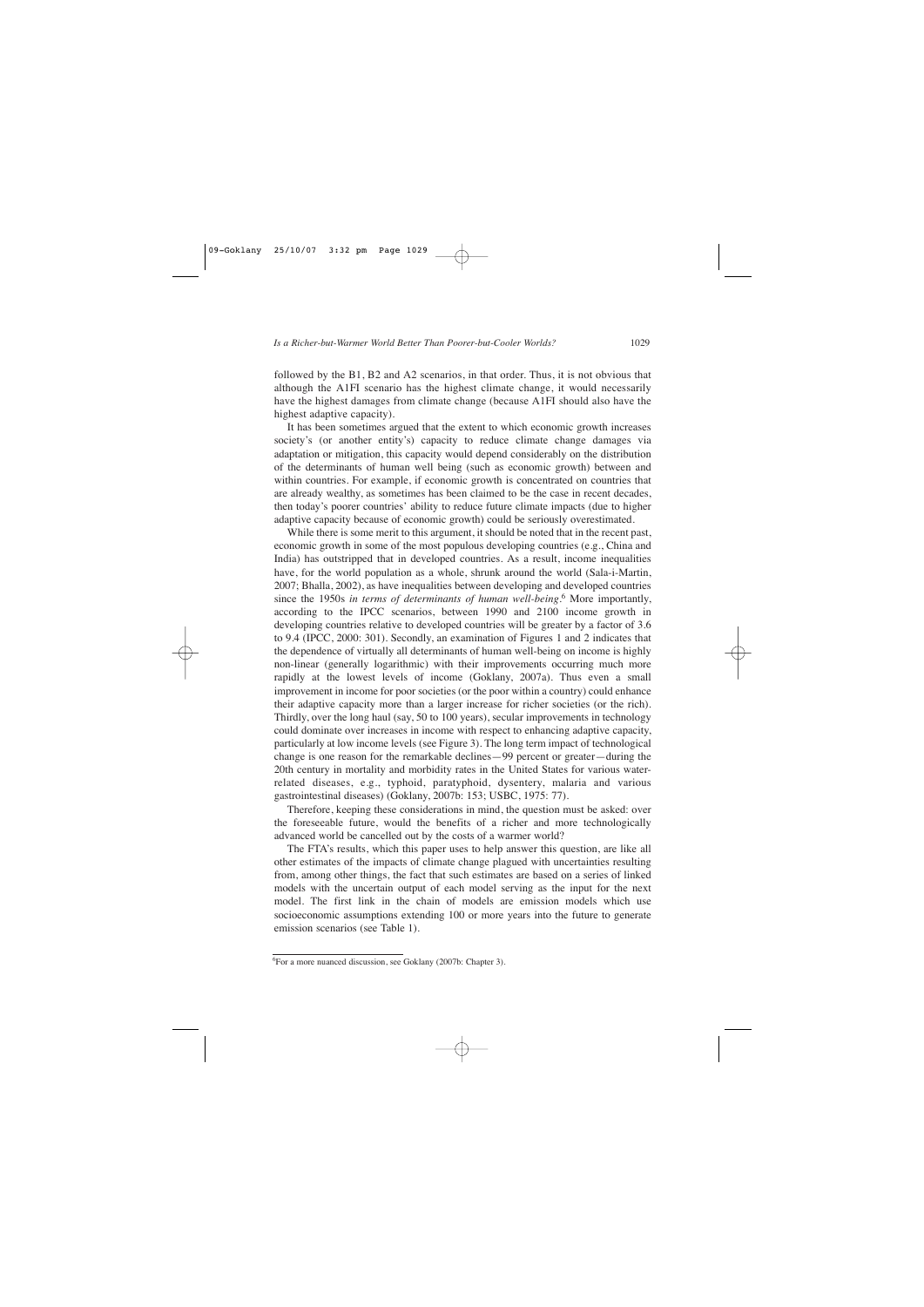followed by the B1, B2 and A2 scenarios, in that order. Thus, it is not obvious that although the A1FI scenario has the highest climate change, it would necessarily have the highest damages from climate change (because A1FI should also have the highest adaptive capacity).

It has been sometimes argued that the extent to which economic growth increases society's (or another entity's) capacity to reduce climate change damages via adaptation or mitigation, this capacity would depend considerably on the distribution of the determinants of human well being (such as economic growth) between and within countries. For example, if economic growth is concentrated on countries that are already wealthy, as sometimes has been claimed to be the case in recent decades, then today's poorer countries' ability to reduce future climate impacts (due to higher adaptive capacity because of economic growth) could be seriously overestimated.

While there is some merit to this argument, it should be noted that in the recent past, economic growth in some of the most populous developing countries (e.g., China and India) has outstripped that in developed countries. As a result, income inequalities have, for the world population as a whole, shrunk around the world (Sala-i-Martin, 2007; Bhalla, 2002), as have inequalities between developing and developed countries since the 1950s *in terms of determinants of human well-being*.[6] More importantly, according to the IPCC scenarios, between 1990 and 2100 income growth in developing countries relative to developed countries will be greater by a factor of 3.6 to 9.4 (IPCC, 2000: 301). Secondly, an examination of Figures 1 and 2 indicates that the dependence of virtually all determinants of human well-being on income is highly non-linear (generally logarithmic) with their improvements occurring much more rapidly at the lowest levels of income (Goklany, 2007a). Thus even a small improvement in income for poor societies (or the poor within a country) could enhance their adaptive capacity more than a larger increase for richer societies (or the rich). Thirdly, over the long haul (say, 50 to 100 years), secular improvements in technology could dominate over increases in income with respect to enhancing adaptive capacity, particularly at low income levels (see Figure 3). The long term impact of technological change is one reason for the remarkable declines—99 percent or greater—during the 20th century in mortality and morbidity rates in the United States for various water-related diseases, e.g., typhoid, paratyphoid, dysentery, malaria and various gastrointestinal diseases) (Goklany, 2007b: 153; USBC, 1975: 77).

Therefore, keeping these considerations in mind, the question must be asked: over the foreseeable future, would the benefits of a richer and more technologically advanced world be cancelled out by the costs of a warmer world?

The FTA's results, which this paper uses to help answer this question, are like all other estimates of the impacts of climate change plagued with uncertainties resulting from, among other things, the fact that such estimates are based on a series of linked models with the uncertain output of each model serving as the input for the next model. The first link in the chain of models are emission models which use socioeconomic assumptions extending 100 or more years into the future to generate emission scenarios (see Table 1).

[6] For a more nuanced discussion, see Goklany (2007b: Chapter 3).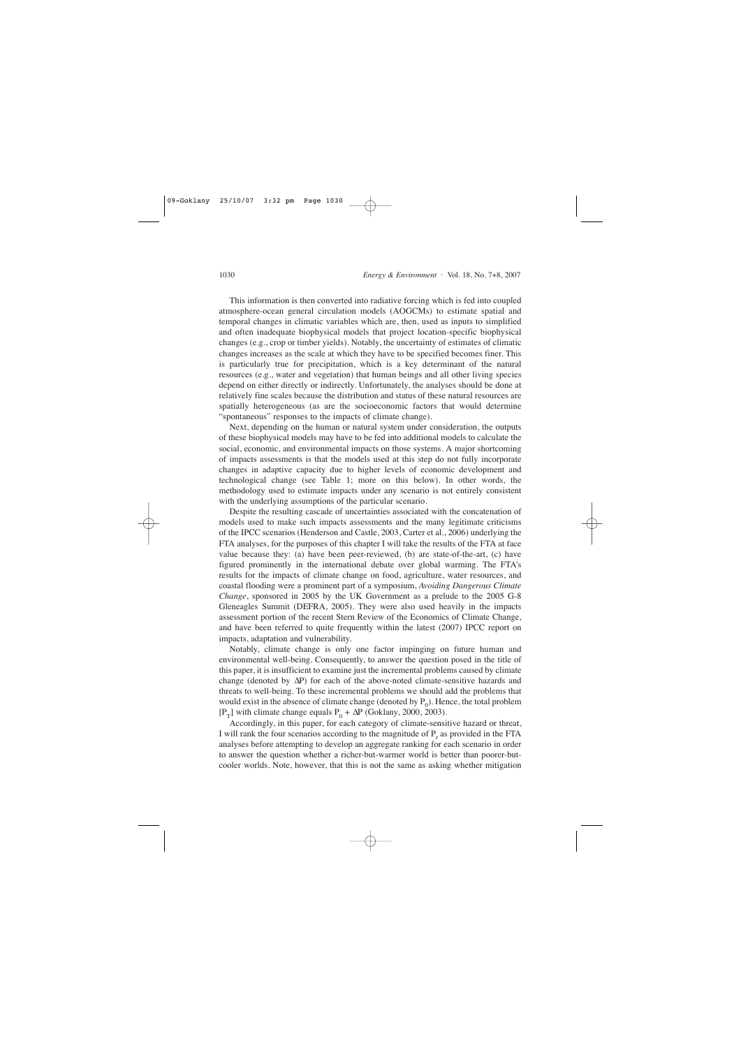This information is then converted into radiative forcing which is fed into coupled atmosphere-ocean general circulation models (AOGCMs) to estimate spatial and temporal changes in climatic variables which are, then, used as inputs to simplified and often inadequate biophysical models that project location-specific biophysical changes (e.g., crop or timber yields). Notably, the uncertainty of estimates of climatic changes increases as the scale at which they have to be specified becomes finer. This is particularly true for precipitation, which is a key determinant of the natural resources (e.g., water and vegetation) that human beings and all other living species depend on either directly or indirectly. Unfortunately, the analyses should be done at relatively fine scales because the distribution and status of these natural resources are spatially heterogeneous (as are the socioeconomic factors that would determine "spontaneous" responses to the impacts of climate change).

Next, depending on the human or natural system under consideration, the outputs of these biophysical models may have to be fed into additional models to calculate the social, economic, and environmental impacts on those systems. A major shortcoming of impacts assessments is that the models used at this step do not fully incorporate changes in adaptive capacity due to higher levels of economic development and technological change (see Table 1; more on this below). In other words, the methodology used to estimate impacts under any scenario is not entirely consistent with the underlying assumptions of the particular scenario.

Despite the resulting cascade of uncertainties associated with the concatenation of models used to make such impacts assessments and the many legitimate criticisms of the IPCC scenarios (Henderson and Castle, 2003, Carter et al., 2006) underlying the FTA analyses, for the purposes of this chapter I will take the results of the FTA at face value because they: (a) have been peer-reviewed, (b) are state-of-the-art, (c) have figured prominently in the international debate over global warming. The FTA's results for the impacts of climate change on food, agriculture, water resources, and coastal flooding were a prominent part of a symposium, *Avoiding Dangerous Climate Change*, sponsored in 2005 by the UK Government as a prelude to the 2005 G-8 Gleneagles Summit (DEFRA, 2005). They were also used heavily in the impacts assessment portion of the recent Stern Review of the Economics of Climate Change, and have been referred to quite frequently within the latest (2007) IPCC report on impacts, adaptation and vulnerability.

Notably, climate change is only one factor impinging on future human and environmental well-being. Consequently, to answer the question posed in the title of this paper, it is insufficient to examine just the incremental problems caused by climate change (denoted by $\Delta P$) for each of the above-noted climate-sensitive hazards and threats to well-being. To these incremental problems we should add the problems that would exist in the absence of climate change (denoted by $P_0$). Hence, the total problem [$P_T$] with climate change equals $P_0 + \Delta P$ (Goklany, 2000, 2003).

Accordingly, in this paper, for each category of climate-sensitive hazard or threat, I will rank the four scenarios according to the magnitude of $P_T$ as provided in the FTA analyses before attempting to develop an aggregate ranking for each scenario in order to answer the question whether a richer-but-warmer world is better than poorer-but-cooler worlds. Note, however, that this is not the same as asking whether mitigation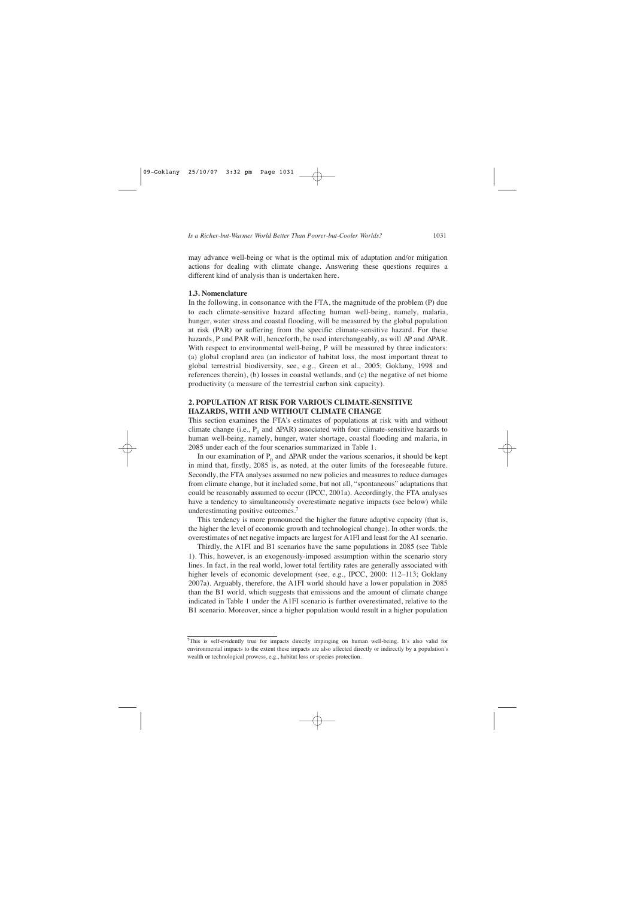may advance well-being or what is the optimal mix of adaptation and/or mitigation actions for dealing with climate change. Answering these questions requires a different kind of analysis than is undertaken here.

### 1.3. Nomenclature

In the following, in consonance with the FTA, the magnitude of the problem (P) due to each climate-sensitive hazard affecting human well-being, namely, malaria, hunger, water stress and coastal flooding, will be measured by the global population at risk (PAR) or suffering from the specific climate-sensitive hazard. For these hazards, P and PAR will, henceforth, be used interchangeably, as will $\Delta P$ and $\Delta PAR$. With respect to environmental well-being, P will be measured by three indicators: (a) global cropland area (an indicator of habitat loss, the most important threat to global terrestrial biodiversity, see, e.g., Green et al., 2005; Goklany, 1998 and references therein), (b) losses in coastal wetlands, and (c) the negative of net biome productivity (a measure of the terrestrial carbon sink capacity).

## 2. POPULATION AT RISK FOR VARIOUS CLIMATE-SENSITIVE HAZARDS, WITH AND WITHOUT CLIMATE CHANGE

This section examines the FTA's estimates of populations at risk with and without climate change (i.e., $P_0$ and $\Delta PAR$) associated with four climate-sensitive hazards to human well-being, namely, hunger, water shortage, coastal flooding and malaria, in 2085 under each of the four scenarios summarized in Table 1.

In our examination of $P_0$ and $\Delta PAR$ under the various scenarios, it should be kept in mind that, firstly, 2085 is, as noted, at the outer limits of the foreseeable future. Secondly, the FTA analyses assumed no new policies and measures to reduce damages from climate change, but it included some, but not all, "spontaneous" adaptations that could be reasonably assumed to occur (IPCC, 2001a). Accordingly, the FTA analyses have a tendency to simultaneously overestimate negative impacts (see below) while underestimating positive outcomes.[7]

This tendency is more pronounced the higher the future adaptive capacity (that is, the higher the level of economic growth and technological change). In other words, the overestimates of net negative impacts are largest for A1FI and least for the A1 scenario.

Thirdly, the A1FI and B1 scenarios have the same populations in 2085 (see Table 1). This, however, is an exogenously-imposed assumption within the scenario story lines. In fact, in the real world, lower total fertility rates are generally associated with higher levels of economic development (see, e.g., IPCC, 2000: 112–113; Goklany 2007a). Arguably, therefore, the A1FI world should have a lower population in 2085 than the B1 world, which suggests that emissions and the amount of climate change indicated in Table 1 under the A1FI scenario is further overestimated, relative to the B1 scenario. Moreover, since a higher population would result in a higher population

---

[7]This is self-evidently true for impacts directly impinging on human well-being. It's also valid for environmental impacts to the extent these impacts are also affected directly or indirectly by a population's wealth or technological prowess, e.g., habitat loss or species protection.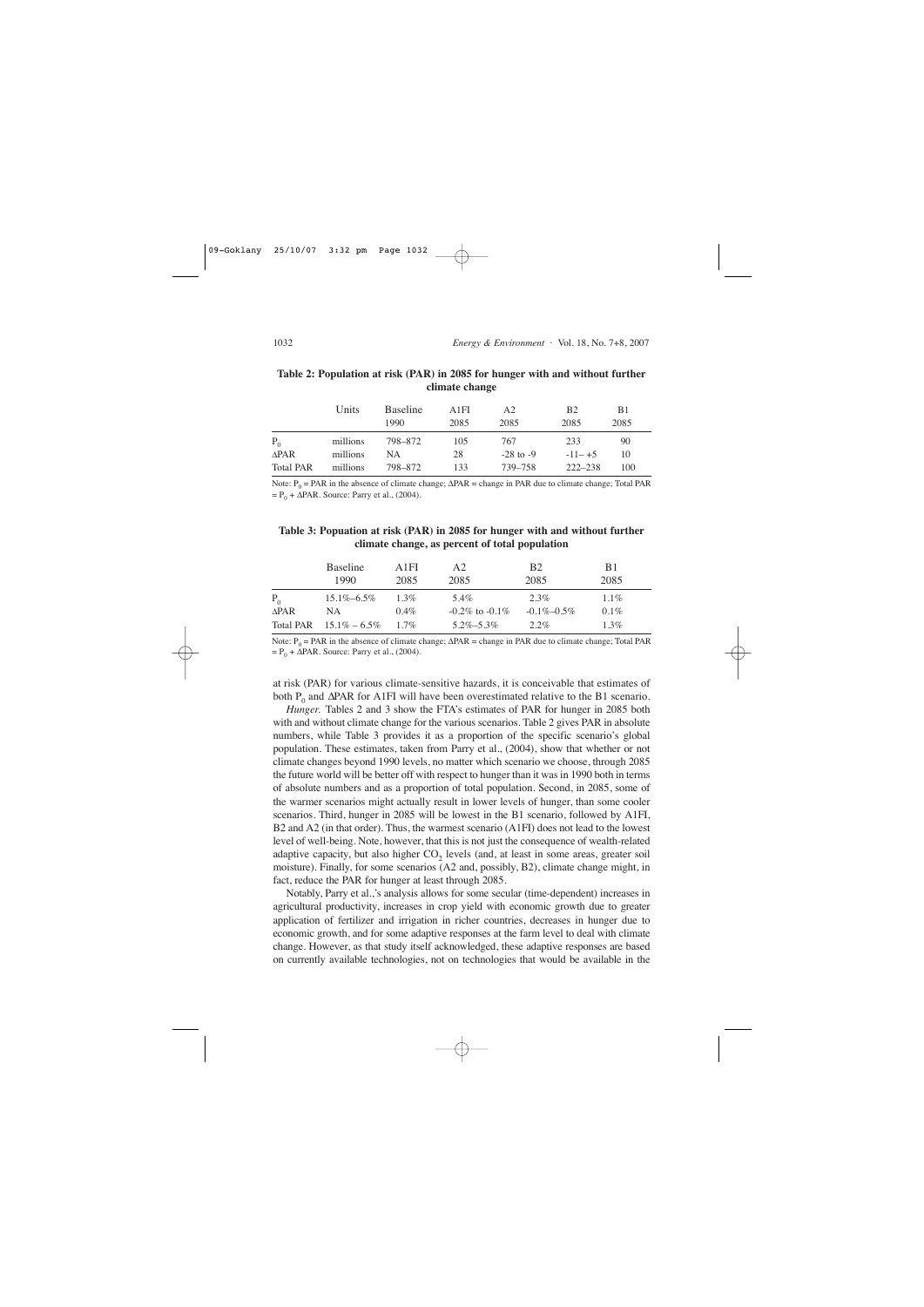**Table 2: Population at risk (PAR) in 2085 for hunger with and without further climate change**

| | Units | Baseline 1990 | A1FI 2085 | A2 2085 | B2 2085 | B1 2085 |
|---|---|---|---|---|---|---|
| $P_0$ | millions | 798–872 | 105 | 767 | 233 | 90 |
| ΔPAR | millions | NA | 28 | -28 to -9 | -11– +5 | 10 |
| Total PAR | millions | 798–872 | 133 | 739–758 | 222–238 | 100 |

Note: $P_0$ = PAR in the absence of climate change; ΔPAR = change in PAR due to climate change; Total PAR = $P_0$ + ΔPAR. Source: Parry et al., (2004).

**Table 3: Popuation at risk (PAR) in 2085 for hunger with and without further climate change, as percent of total population**

| | Baseline 1990 | A1FI 2085 | A2 2085 | B2 2085 | B1 2085 |
|---|---|---|---|---|---|
| $P_0$ | 15.1%–6.5% | 1.3% | 5.4% | 2.3% | 1.1% |
| ΔPAR | NA | 0.4% | -0.2% to -0.1% | -0.1%–0.5% | 0.1% |
| Total PAR | 15.1% – 6.5% | 1.7% | 5.2%–5.3% | 2.2% | 1.3% |

Note: $P_0$ = PAR in the absence of climate change; ΔPAR = change in PAR due to climate change; Total PAR = $P_0$ + ΔPAR. Source: Parry et al., (2004).

at risk (PAR) for various climate-sensitive hazards, it is conceivable that estimates of both $P_0$ and ΔPAR for A1FI will have been overestimated relative to the B1 scenario.

*Hunger.* Tables 2 and 3 show the FTA's estimates of PAR for hunger in 2085 both with and without climate change for the various scenarios. Table 2 gives PAR in absolute numbers, while Table 3 provides it as a proportion of the specific scenario's global population. These estimates, taken from Parry et al., (2004), show that whether or not climate changes beyond 1990 levels, no matter which scenario we choose, through 2085 the future world will be better off with respect to hunger than it was in 1990 both in terms of absolute numbers and as a proportion of total population. Second, in 2085, some of the warmer scenarios might actually result in lower levels of hunger, than some cooler scenarios. Third, hunger in 2085 will be lowest in the B1 scenario, followed by A1FI, B2 and A2 (in that order). Thus, the warmest scenario (A1FI) does not lead to the lowest level of well-being. Note, however, that this is not just the consequence of wealth-related adaptive capacity, but also higher $CO_2$ levels (and, at least in some areas, greater soil moisture). Finally, for some scenarios (A2 and, possibly, B2), climate change might, in fact, reduce the PAR for hunger at least through 2085.

Notably, Parry et al.,'s analysis allows for some secular (time-dependent) increases in agricultural productivity, increases in crop yield with economic growth due to greater application of fertilizer and irrigation in richer countries, decreases in hunger due to economic growth, and for some adaptive responses at the farm level to deal with climate change. However, as that study itself acknowledged, these adaptive responses are based on currently available technologies, not on technologies that would be available in the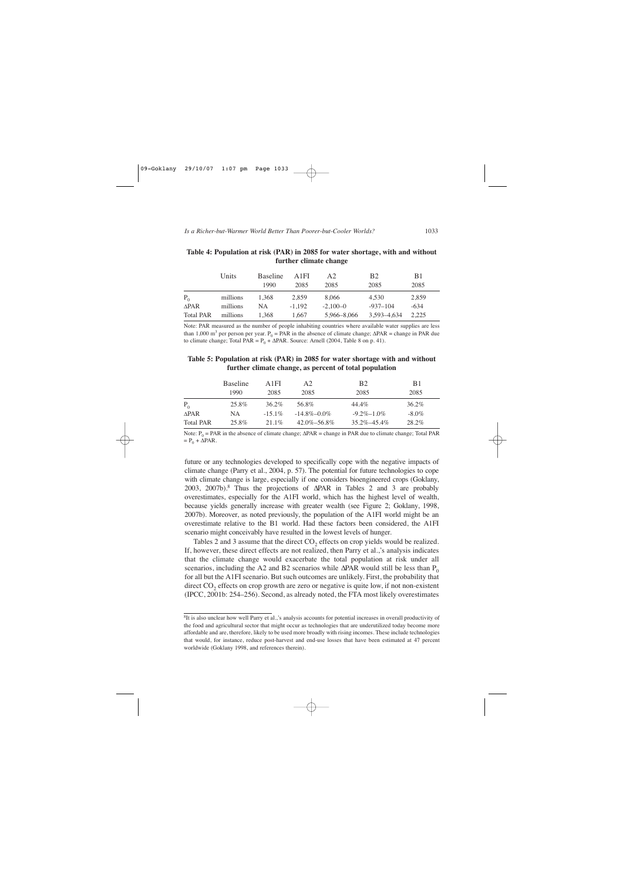**Table 4: Population at risk (PAR) in 2085 for water shortage, with and without further climate change**

| | Units | Baseline 1990 | A1FI 2085 | A2 2085 | B2 2085 | B1 2085 |
|---|---|---|---|---|---|---|
| $P_0$ | millions | 1,368 | 2,859 | 8,066 | 4,530 | 2,859 |
| ΔPAR | millions | NA | -1,192 | -2,100–0 | -937–104 | -634 |
| Total PAR | millions | 1,368 | 1,667 | 5,966–8,066 | 3,593–4,634 | 2,225 |

Note: PAR measured as the number of people inhabiting countries where available water supplies are less than 1,000 $m^3$ per person per year. $P_0$ = PAR in the absence of climate change; ΔPAR = change in PAR due to climate change; Total PAR = $P_0$ + ΔPAR. Source: Arnell (2004, Table 8 on p. 41).

**Table 5: Population at risk (PAR) in 2085 for water shortage with and without further climate change, as percent of total population**

| | Baseline 1990 | A1FI 2085 | A2 2085 | B2 2085 | B1 2085 |
|---|---|---|---|---|---|
| $P_0$ | 25.8% | 36.2% | 56.8% | 44.4% | 36.2% |
| ΔPAR | NA | -15.1% | -14.8%–0.0% | -9.2%–1.0% | -8.0% |
| Total PAR | 25.8% | 21.1% | 42.0%–56.8% | 35.2%–45.4% | 28.2% |

Note: $P_0$ = PAR in the absence of climate change; ΔPAR = change in PAR due to climate change; Total PAR = $P_0$ + ΔPAR.

future or any technologies developed to specifically cope with the negative impacts of climate change (Parry et al., 2004, p. 57). The potential for future technologies to cope with climate change is large, especially if one considers bioengineered crops (Goklany, 2003, 2007b).[8] Thus the projections of ΔPAR in Tables 2 and 3 are probably overestimates, especially for the A1FI world, which has the highest level of wealth, because yields generally increase with greater wealth (see Figure 2; Goklany, 1998, 2007b). Moreover, as noted previously, the population of the A1FI world might be an overestimate relative to the B1 world. Had these factors been considered, the A1FI scenario might conceivably have resulted in the lowest levels of hunger.

Tables 2 and 3 assume that the direct $CO_2$ effects on crop yields would be realized. If, however, these direct effects are not realized, then Parry et al.,'s analysis indicates that the climate change would exacerbate the total population at risk under all scenarios, including the A2 and B2 scenarios while ΔPAR would still be less than $P_0$ for all but the A1FI scenario. But such outcomes are unlikely. First, the probability that direct $CO_2$ effects on crop growth are zero or negative is quite low, if not non-existent (IPCC, 2001b: 254–256). Second, as already noted, the FTA most likely overestimates

[8] It is also unclear how well Parry et al.,'s analysis accounts for potential increases in overall productivity of the food and agricultural sector that might occur as technologies that are underutilized today become more affordable and are, therefore, likely to be used more broadly with rising incomes. These include technologies that would, for instance, reduce post-harvest and end-use losses that have been estimated at 47 percent worldwide (Goklany 1998, and references therein).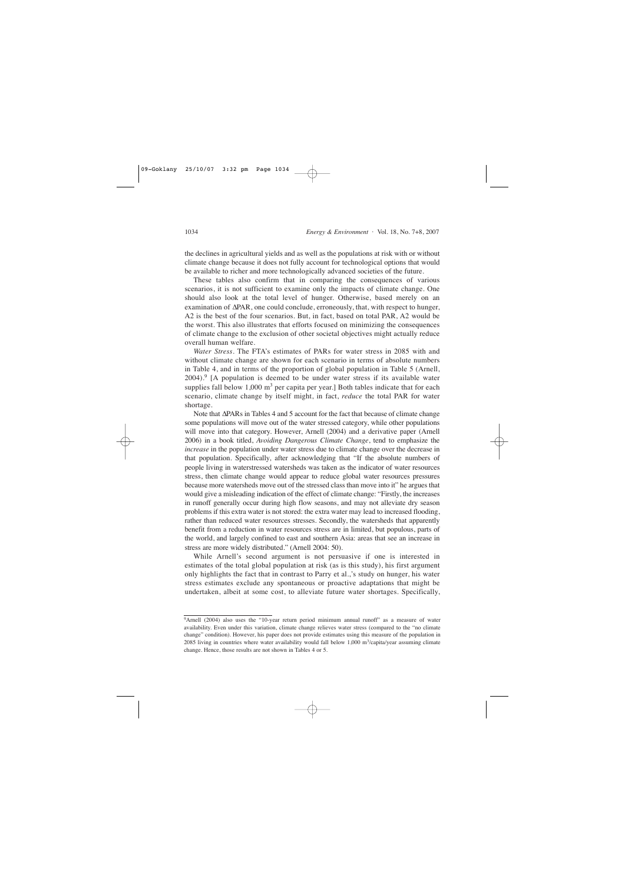the declines in agricultural yields and as well as the populations at risk with or without climate change because it does not fully account for technological options that would be available to richer and more technologically advanced societies of the future.

These tables also confirm that in comparing the consequences of various scenarios, it is not sufficient to examine only the impacts of climate change. One should also look at the total level of hunger. Otherwise, based merely on an examination of ΔPAR, one could conclude, erroneously, that, with respect to hunger, A2 is the best of the four scenarios. But, in fact, based on total PAR, A2 would be the worst. This also illustrates that efforts focused on minimizing the consequences of climate change to the exclusion of other societal objectives might actually reduce overall human welfare.

*Water Stress*. The FTA's estimates of PARs for water stress in 2085 with and without climate change are shown for each scenario in terms of absolute numbers in Table 4, and in terms of the proportion of global population in Table 5 (Arnell, 2004).[9] [A population is deemed to be under water stress if its available water supplies fall below 1,000 $m^3$ per capita per year.] Both tables indicate that for each scenario, climate change by itself might, in fact, *reduce* the total PAR for water shortage.

Note that ΔPARs in Tables 4 and 5 account for the fact that because of climate change some populations will move out of the water stressed category, while other populations will move into that category. However, Arnell (2004) and a derivative paper (Arnell 2006) in a book titled, *Avoiding Dangerous Climate Change*, tend to emphasize the *increase* in the population under water stress due to climate change over the decrease in that population. Specifically, after acknowledging that "If the absolute numbers of people living in waterstressed watersheds was taken as the indicator of water resources stress, then climate change would appear to reduce global water resources pressures because more watersheds move out of the stressed class than move into it" he argues that would give a misleading indication of the effect of climate change: "Firstly, the increases in runoff generally occur during high flow seasons, and may not alleviate dry season problems if this extra water is not stored: the extra water may lead to increased flooding, rather than reduced water resources stresses. Secondly, the watersheds that apparently benefit from a reduction in water resources stress are in limited, but populous, parts of the world, and largely confined to east and southern Asia: areas that see an increase in stress are more widely distributed." (Arnell 2004: 50).

While Arnell's second argument is not persuasive if one is interested in estimates of the total global population at risk (as is this study), his first argument only highlights the fact that in contrast to Parry et al.,'s study on hunger, his water stress estimates exclude any spontaneous or proactive adaptations that might be undertaken, albeit at some cost, to alleviate future water shortages. Specifically,

---

[9] Arnell (2004) also uses the "10-year return period minimum annual runoff" as a measure of water availability. Even under this variation, climate change relieves water stress (compared to the "no climate change" condition). However, his paper does not provide estimates using this measure of the population in 2085 living in countries where water availability would fall below 1,000 $m^3$/capita/year assuming climate change. Hence, those results are not shown in Tables 4 or 5.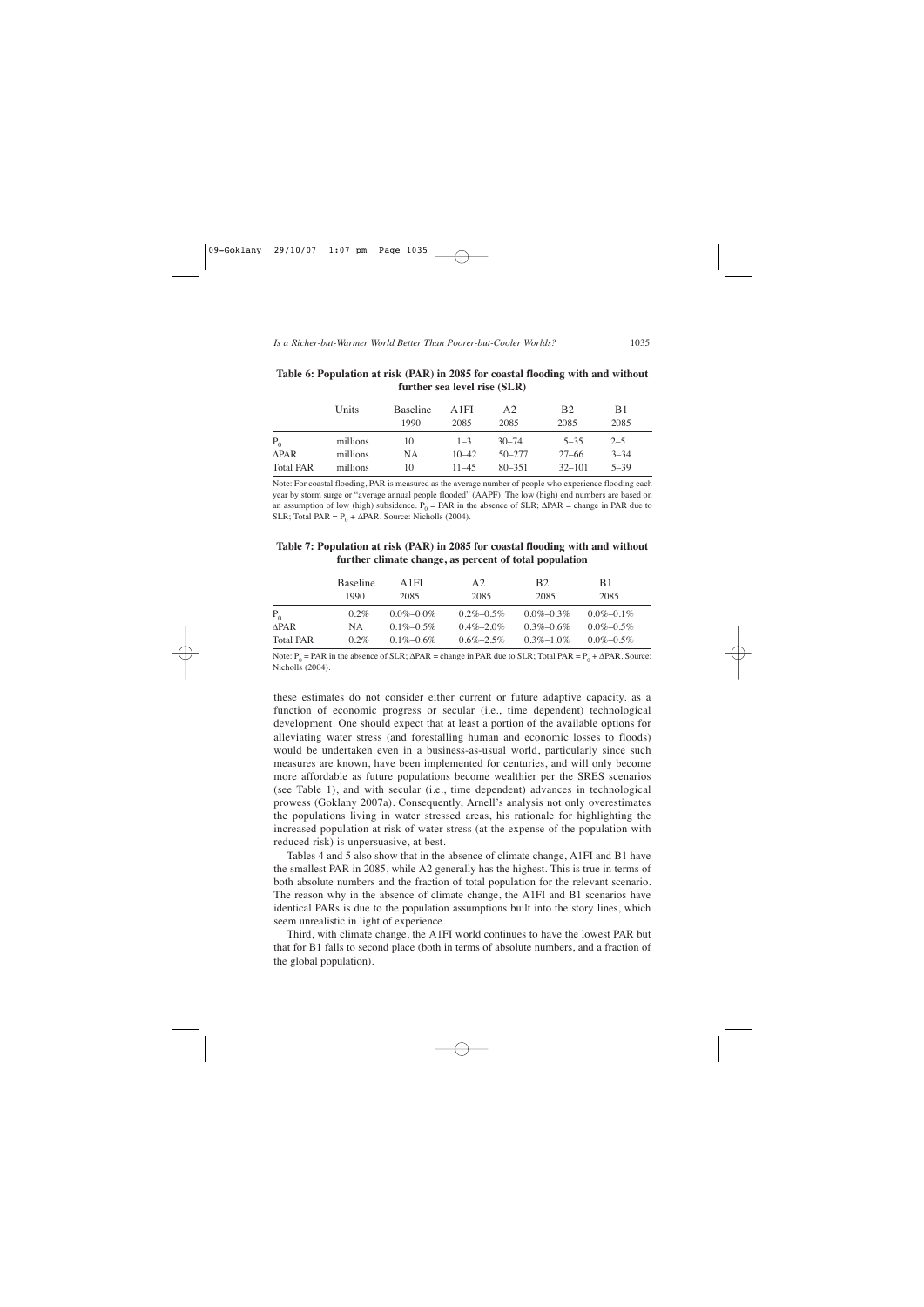**Table 6: Population at risk (PAR) in 2085 for coastal flooding with and without further sea level rise (SLR)**

| | Units | Baseline 1990 | A1FI 2085 | A2 2085 | B2 2085 | B1 2085 |
|---|---|---|---|---|---|---|
| $P_0$ | millions | 10 | 1–3 | 30–74 | 5–35 | 2–5 |
| $\Delta$PAR | millions | NA | 10–42 | 50–277 | 27–66 | 3–34 |
| Total PAR | millions | 10 | 11–45 | 80–351 | 32–101 | 5–39 |

Note: For coastal flooding, PAR is measured as the average number of people who experience flooding each year by storm surge or "average annual people flooded" (AAPF). The low (high) end numbers are based on an assumption of low (high) subsidence. $P_0$ = PAR in the absence of SLR; $\Delta$PAR = change in PAR due to SLR; Total PAR = $P_0$ + $\Delta$PAR. Source: Nicholls (2004).

**Table 7: Population at risk (PAR) in 2085 for coastal flooding with and without further climate change, as percent of total population**

| | Baseline 1990 | A1FI 2085 | A2 2085 | B2 2085 | B1 2085 |
|---|---|---|---|---|---|
| $P_0$ | 0.2% | 0.0%–0.0% | 0.2%–0.5% | 0.0%–0.3% | 0.0%–0.1% |
| $\Delta$PAR | NA | 0.1%–0.5% | 0.4%–2.0% | 0.3%–0.6% | 0.0%–0.5% |
| Total PAR | 0.2% | 0.1%–0.6% | 0.6%–2.5% | 0.3%–1.0% | 0.0%–0.5% |

Note: $P_0$ = PAR in the absence of SLR; $\Delta$PAR = change in PAR due to SLR; Total PAR = $P_0$ + $\Delta$PAR. Source: Nicholls (2004).

these estimates do not consider either current or future adaptive capacity. as a function of economic progress or secular (i.e., time dependent) technological development. One should expect that at least a portion of the available options for alleviating water stress (and forestalling human and economic losses to floods) would be undertaken even in a business-as-usual world, particularly since such measures are known, have been implemented for centuries, and will only become more affordable as future populations become wealthier per the SRES scenarios (see Table 1), and with secular (i.e., time dependent) advances in technological prowess (Goklany 2007a). Consequently, Arnell's analysis not only overestimates the populations living in water stressed areas, his rationale for highlighting the increased population at risk of water stress (at the expense of the population with reduced risk) is unpersuasive, at best.

Tables 4 and 5 also show that in the absence of climate change, A1FI and B1 have the smallest PAR in 2085, while A2 generally has the highest. This is true in terms of both absolute numbers and the fraction of total population for the relevant scenario. The reason why in the absence of climate change, the A1FI and B1 scenarios have identical PARs is due to the population assumptions built into the story lines, which seem unrealistic in light of experience.

Third, with climate change, the A1FI world continues to have the lowest PAR but that for B1 falls to second place (both in terms of absolute numbers, and a fraction of the global population).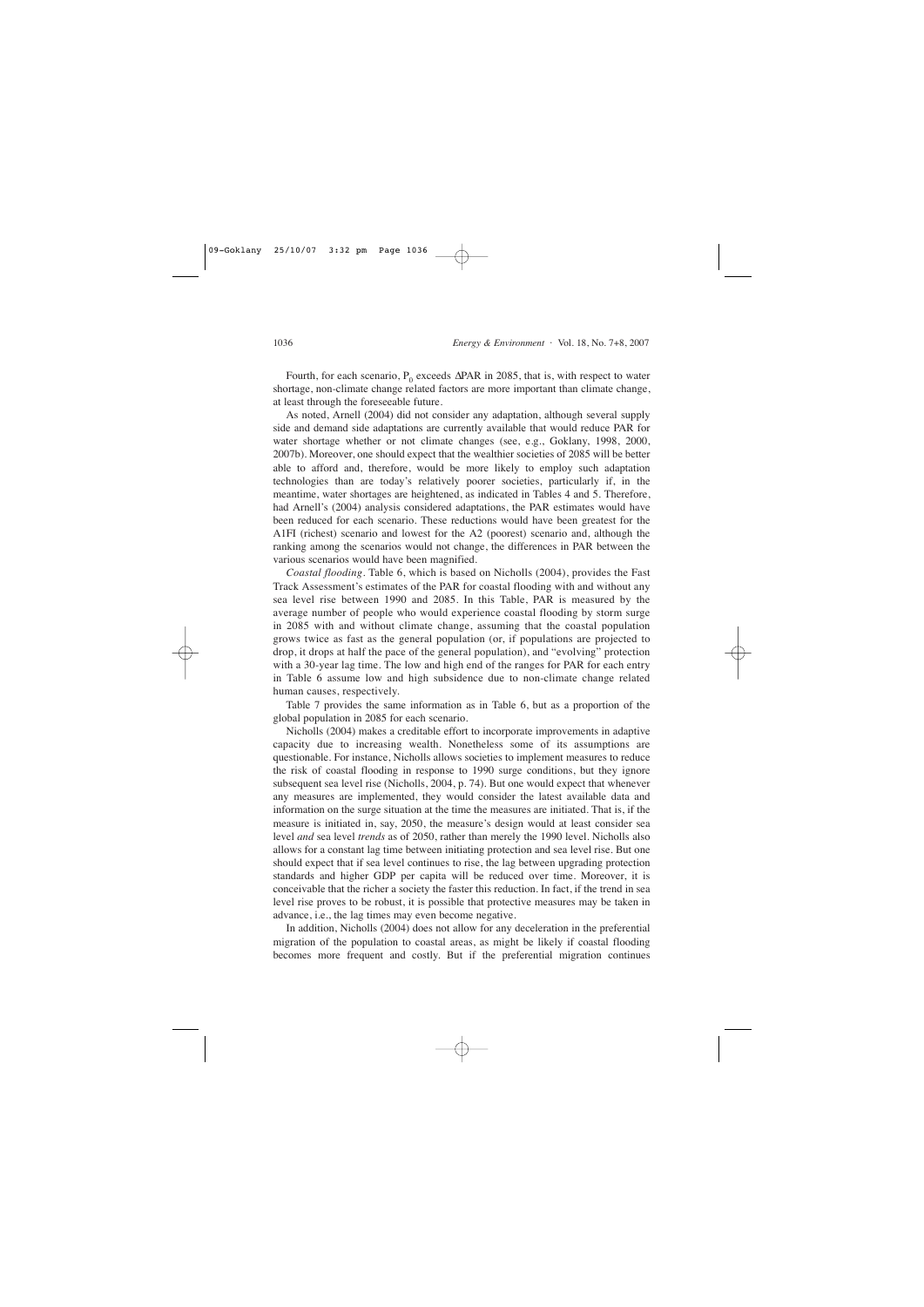Fourth, for each scenario, $P_0$ exceeds $\Delta$PAR in 2085, that is, with respect to water shortage, non-climate change related factors are more important than climate change, at least through the foreseeable future.

As noted, Arnell (2004) did not consider any adaptation, although several supply side and demand side adaptations are currently available that would reduce PAR for water shortage whether or not climate changes (see, e.g., Goklany, 1998, 2000, 2007b). Moreover, one should expect that the wealthier societies of 2085 will be better able to afford and, therefore, would be more likely to employ such adaptation technologies than are today's relatively poorer societies, particularly if, in the meantime, water shortages are heightened, as indicated in Tables 4 and 5. Therefore, had Arnell's (2004) analysis considered adaptations, the PAR estimates would have been reduced for each scenario. These reductions would have been greatest for the A1FI (richest) scenario and lowest for the A2 (poorest) scenario and, although the ranking among the scenarios would not change, the differences in PAR between the various scenarios would have been magnified.

*Coastal flooding*. Table 6, which is based on Nicholls (2004), provides the Fast Track Assessment's estimates of the PAR for coastal flooding with and without any sea level rise between 1990 and 2085. In this Table, PAR is measured by the average number of people who would experience coastal flooding by storm surge in 2085 with and without climate change, assuming that the coastal population grows twice as fast as the general population (or, if populations are projected to drop, it drops at half the pace of the general population), and "evolving" protection with a 30-year lag time. The low and high end of the ranges for PAR for each entry in Table 6 assume low and high subsidence due to non-climate change related human causes, respectively.

Table 7 provides the same information as in Table 6, but as a proportion of the global population in 2085 for each scenario.

Nicholls (2004) makes a creditable effort to incorporate improvements in adaptive capacity due to increasing wealth. Nonetheless some of its assumptions are questionable. For instance, Nicholls allows societies to implement measures to reduce the risk of coastal flooding in response to 1990 surge conditions, but they ignore subsequent sea level rise (Nicholls, 2004, p. 74). But one would expect that whenever any measures are implemented, they would consider the latest available data and information on the surge situation at the time the measures are initiated. That is, if the measure is initiated in, say, 2050, the measure's design would at least consider sea level *and* sea level *trends* as of 2050, rather than merely the 1990 level. Nicholls also allows for a constant lag time between initiating protection and sea level rise. But one should expect that if sea level continues to rise, the lag between upgrading protection standards and higher GDP per capita will be reduced over time. Moreover, it is conceivable that the richer a society the faster this reduction. In fact, if the trend in sea level rise proves to be robust, it is possible that protective measures may be taken in advance, i.e., the lag times may even become negative.

In addition, Nicholls (2004) does not allow for any deceleration in the preferential migration of the population to coastal areas, as might be likely if coastal flooding becomes more frequent and costly. But if the preferential migration continues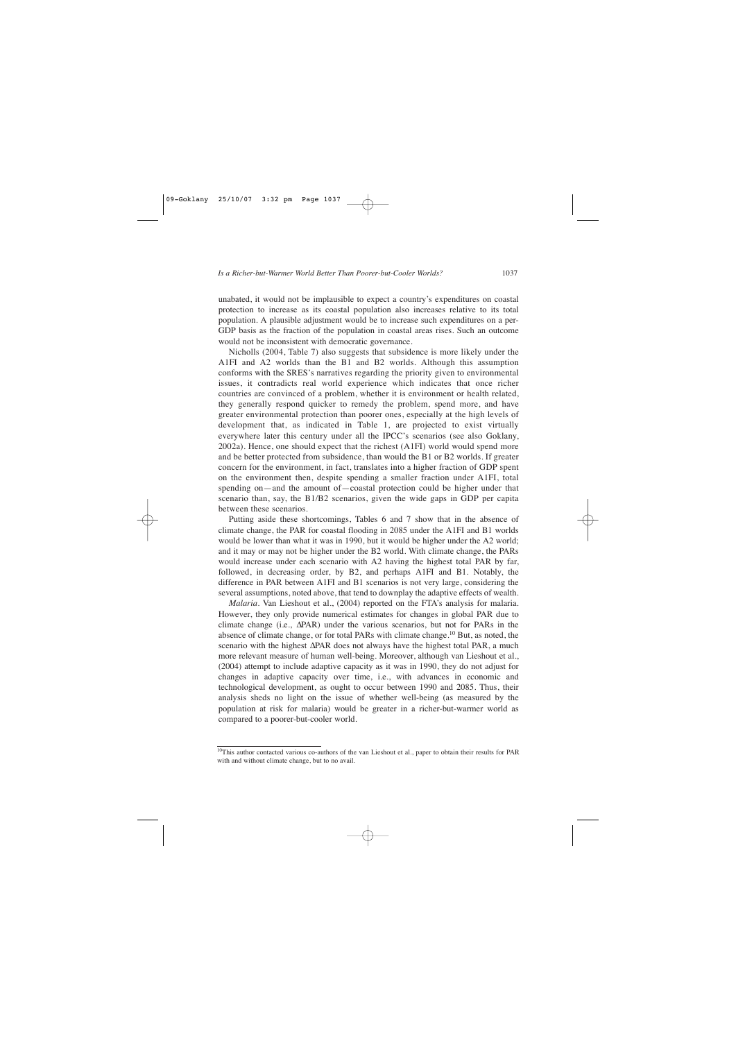unabated, it would not be implausible to expect a country's expenditures on coastal protection to increase as its coastal population also increases relative to its total population. A plausible adjustment would be to increase such expenditures on a per-GDP basis as the fraction of the population in coastal areas rises. Such an outcome would not be inconsistent with democratic governance.

Nicholls (2004, Table 7) also suggests that subsidence is more likely under the A1FI and A2 worlds than the B1 and B2 worlds. Although this assumption conforms with the SRES's narratives regarding the priority given to environmental issues, it contradicts real world experience which indicates that once richer countries are convinced of a problem, whether it is environment or health related, they generally respond quicker to remedy the problem, spend more, and have greater environmental protection than poorer ones, especially at the high levels of development that, as indicated in Table 1, are projected to exist virtually everywhere later this century under all the IPCC's scenarios (see also Goklany, 2002a). Hence, one should expect that the richest (A1FI) world would spend more and be better protected from subsidence, than would the B1 or B2 worlds. If greater concern for the environment, in fact, translates into a higher fraction of GDP spent on the environment then, despite spending a smaller fraction under A1FI, total spending on—and the amount of—coastal protection could be higher under that scenario than, say, the B1/B2 scenarios, given the wide gaps in GDP per capita between these scenarios.

Putting aside these shortcomings, Tables 6 and 7 show that in the absence of climate change, the PAR for coastal flooding in 2085 under the A1FI and B1 worlds would be lower than what it was in 1990, but it would be higher under the A2 world; and it may or may not be higher under the B2 world. With climate change, the PARs would increase under each scenario with A2 having the highest total PAR by far, followed, in decreasing order, by B2, and perhaps A1FI and B1. Notably, the difference in PAR between A1FI and B1 scenarios is not very large, considering the several assumptions, noted above, that tend to downplay the adaptive effects of wealth.

*Malaria*. Van Lieshout et al., (2004) reported on the FTA's analysis for malaria. However, they only provide numerical estimates for changes in global PAR due to climate change (i.e., $\Delta$PAR) under the various scenarios, but not for PARs in the absence of climate change, or for total PARs with climate change.[10] But, as noted, the scenario with the highest $\Delta$PAR does not always have the highest total PAR, a much more relevant measure of human well-being. Moreover, although van Lieshout et al., (2004) attempt to include adaptive capacity as it was in 1990, they do not adjust for changes in adaptive capacity over time, i.e., with advances in economic and technological development, as ought to occur between 1990 and 2085. Thus, their analysis sheds no light on the issue of whether well-being (as measured by the population at risk for malaria) would be greater in a richer-but-warmer world as compared to a poorer-but-cooler world.

[10] This author contacted various co-authors of the van Lieshout et al., paper to obtain their results for PAR with and without climate change, but to no avail.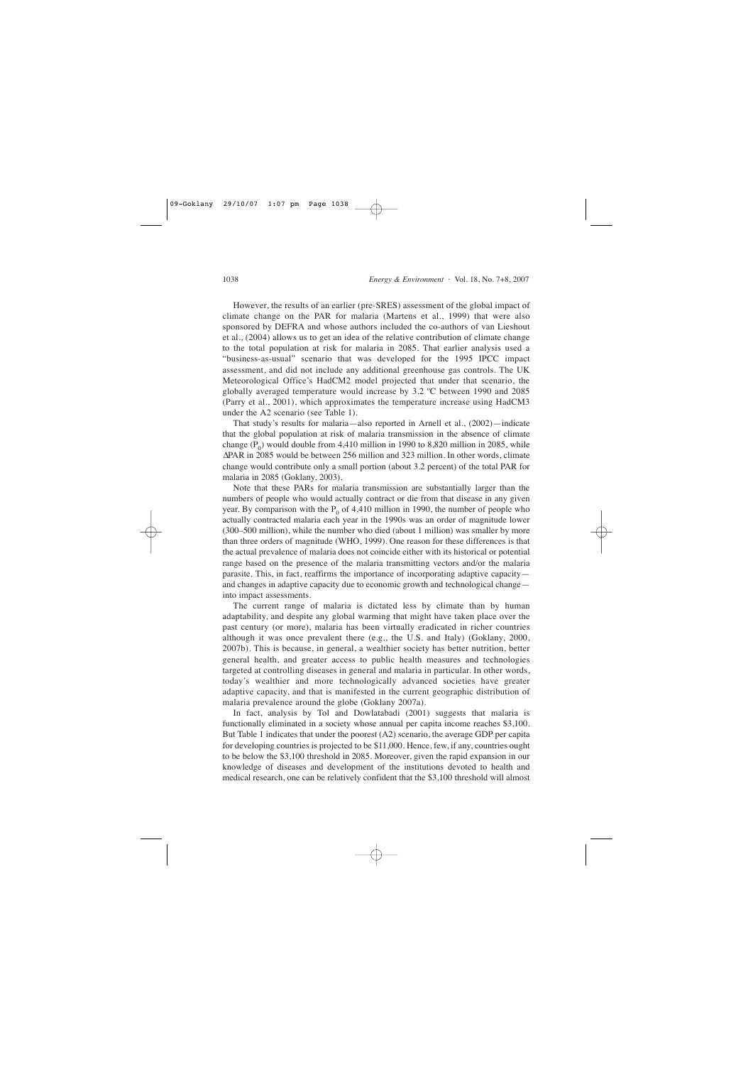However, the results of an earlier (pre-SRES) assessment of the global impact of climate change on the PAR for malaria (Martens et al., 1999) that were also sponsored by DEFRA and whose authors included the co-authors of van Lieshout et al., (2004) allows us to get an idea of the relative contribution of climate change to the total population at risk for malaria in 2085. That earlier analysis used a "business-as-usual" scenario that was developed for the 1995 IPCC impact assessment, and did not include any additional greenhouse gas controls. The UK Meteorological Office's HadCM2 model projected that under that scenario, the globally averaged temperature would increase by 3.2 ºC between 1990 and 2085 (Parry et al., 2001), which approximates the temperature increase using HadCM3 under the A2 scenario (see Table 1).

That study's results for malaria—also reported in Arnell et al., (2002)—indicate that the global population at risk of malaria transmission in the absence of climate change ($P_0$) would double from 4,410 million in 1990 to 8,820 million in 2085, while ΔPAR in 2085 would be between 256 million and 323 million. In other words, climate change would contribute only a small portion (about 3.2 percent) of the total PAR for malaria in 2085 (Goklany, 2003).

Note that these PARs for malaria transmission are substantially larger than the numbers of people who would actually contract or die from that disease in any given year. By comparison with the $P_0$ of 4,410 million in 1990, the number of people who actually contracted malaria each year in the 1990s was an order of magnitude lower (300–500 million), while the number who died (about 1 million) was smaller by more than three orders of magnitude (WHO, 1999). One reason for these differences is that the actual prevalence of malaria does not coincide either with its historical or potential range based on the presence of the malaria transmitting vectors and/or the malaria parasite. This, in fact, reaffirms the importance of incorporating adaptive capacity—and changes in adaptive capacity due to economic growth and technological change—into impact assessments.

The current range of malaria is dictated less by climate than by human adaptability, and despite any global warming that might have taken place over the past century (or more), malaria has been virtually eradicated in richer countries although it was once prevalent there (e.g., the U.S. and Italy) (Goklany, 2000, 2007b). This is because, in general, a wealthier society has better nutrition, better general health, and greater access to public health measures and technologies targeted at controlling diseases in general and malaria in particular. In other words, today's wealthier and more technologically advanced societies have greater adaptive capacity, and that is manifested in the current geographic distribution of malaria prevalence around the globe (Goklany 2007a).

In fact, analysis by Tol and Dowlatabadi (2001) suggests that malaria is functionally eliminated in a society whose annual per capita income reaches $3,100. But Table 1 indicates that under the poorest (A2) scenario, the average GDP per capita for developing countries is projected to be $11,000. Hence, few, if any, countries ought to be below the $3,100 threshold in 2085. Moreover, given the rapid expansion in our knowledge of diseases and development of the institutions devoted to health and medical research, one can be relatively confident that the $3,100 threshold will almost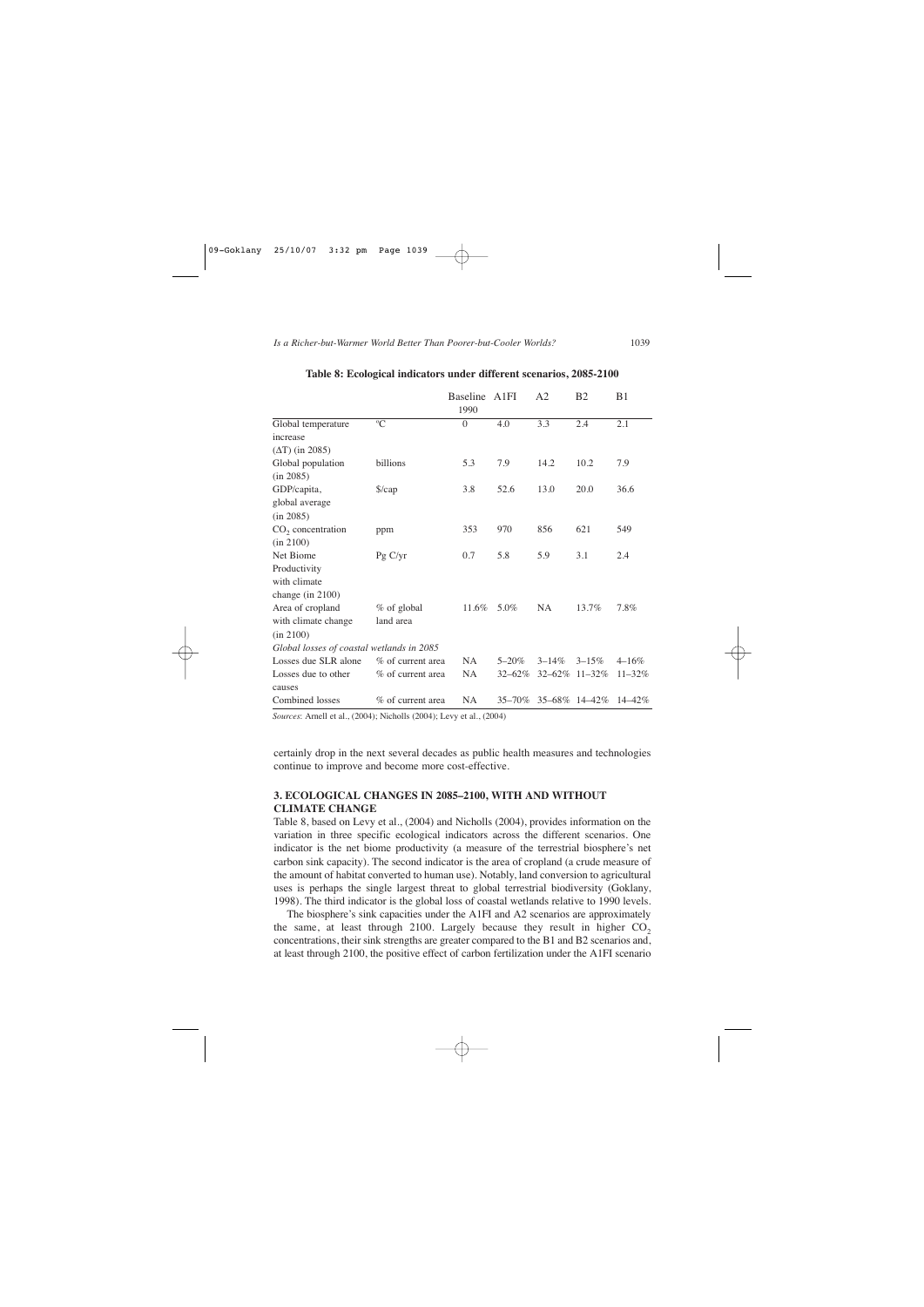**Table 8: Ecological indicators under different scenarios, 2085-2100**

| | | Baseline 1990 | A1FI | A2 | B2 | B1 |
|---|---|---|---|---|---|---|
| Global temperature increase ($\Delta T$) (in 2085) | °C | 0 | 4.0 | 3.3 | 2.4 | 2.1 |
| Global population (in 2085) | billions | 5.3 | 7.9 | 14.2 | 10.2 | 7.9 |
| GDP/capita, global average (in 2085) | $/cap | 3.8 | 52.6 | 13.0 | 20.0 | 36.6 |
| $CO_2$ concentration (in 2100) | ppm | 353 | 970 | 856 | 621 | 549 |
| Net Biome Productivity with climate change (in 2100) | Pg C/yr | 0.7 | 5.8 | 5.9 | 3.1 | 2.4 |
| Area of cropland with climate change (in 2100) | % of global land area | 11.6% | 5.0% | NA | 13.7% | 7.8% |
| *Global losses of coastal wetlands in 2085* | | | | | | |
| Losses due SLR alone | % of current area | NA | 5–20% | 3–14% | 3–15% | 4–16% |
| Losses due to other causes | % of current area | NA | 32–62% | 32–62% | 11–32% | 11–32% |
| Combined losses | % of current area | NA | 35–70% | 35–68% | 14–42% | 14–42% |

*Sources*: Arnell et al., (2004); Nicholls (2004); Levy et al., (2004)

certainly drop in the next several decades as public health measures and technologies continue to improve and become more cost-effective.

## 3. ECOLOGICAL CHANGES IN 2085–2100, WITH AND WITHOUT CLIMATE CHANGE

Table 8, based on Levy et al., (2004) and Nicholls (2004), provides information on the variation in three specific ecological indicators across the different scenarios. One indicator is the net biome productivity (a measure of the terrestrial biosphere's net carbon sink capacity). The second indicator is the area of cropland (a crude measure of the amount of habitat converted to human use). Notably, land conversion to agricultural uses is perhaps the single largest threat to global terrestrial biodiversity (Goklany, 1998). The third indicator is the global loss of coastal wetlands relative to 1990 levels.

The biosphere's sink capacities under the A1FI and A2 scenarios are approximately the same, at least through 2100. Largely because they result in higher $CO_2$ concentrations, their sink strengths are greater compared to the B1 and B2 scenarios and, at least through 2100, the positive effect of carbon fertilization under the A1FI scenario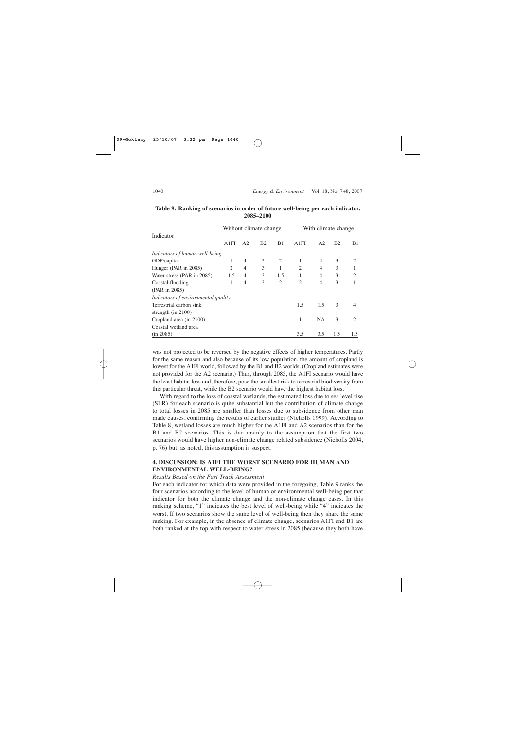**Table 9: Ranking of scenarios in order of future well-being per each indicator, 2085–2100**

| Indicator | Without climate change | | | | With climate change | | | |
|---|---|---|---|---|---|---|---|---|
| | A1FI | A2 | B2 | B1 | A1FI | A2 | B2 | B1 |
| *Indicators of human well-being* | | | | | | | | |
| GDP/capita | 1 | 4 | 3 | 2 | 1 | 4 | 3 | 2 |
| Hunger (PAR in 2085) | 2 | 4 | 3 | 1 | 2 | 4 | 3 | 1 |
| Water stress (PAR in 2085) | 1.5 | 4 | 3 | 1.5 | 1 | 4 | 3 | 2 |
| Coastal flooding (PAR in 2085) | 1 | 4 | 3 | 2 | 2 | 4 | 3 | 1 |
| *Indicators of environmental quality* | | | | | | | | |
| Terrestrial carbon sink strength (in 2100) | | | | | 1.5 | 1.5 | 3 | 4 |
| Cropland area (in 2100) | | | | | 1 | NA | 3 | 2 |
| Coastal wetland area (in 2085) | | | | | 3.5 | 3.5 | 1.5 | 1.5 |

was not projected to be reversed by the negative effects of higher temperatures. Partly for the same reason and also because of its low population, the amount of cropland is lowest for the A1FI world, followed by the B1 and B2 worlds. (Cropland estimates were not provided for the A2 scenario.) Thus, through 2085, the A1FI scenario would have the least habitat loss and, therefore, pose the smallest risk to terrestrial biodiversity from this particular threat, while the B2 scenario would have the highest habitat loss.

With regard to the loss of coastal wetlands, the estimated loss due to sea level rise (SLR) for each scenario is quite substantial but the contribution of climate change to total losses in 2085 are smaller than losses due to subsidence from other man made causes, confirming the results of earlier studies (Nicholls 1999). According to Table 8, wetland losses are much higher for the A1FI and A2 scenarios than for the B1 and B2 scenarios. This is due mainly to the assumption that the first two scenarios would have higher non-climate change related subsidence (Nicholls 2004, p. 76) but, as noted, this assumption is suspect.

## 4. DISCUSSION: IS A1FI THE WORST SCENARIO FOR HUMAN AND ENVIRONMENTAL WELL-BEING?

*Results Based on the Fast Track Assessment*

For each indicator for which data were provided in the foregoing, Table 9 ranks the four scenarios according to the level of human or environmental well-being per that indicator for both the climate change and the non-climate change cases. In this ranking scheme, "1" indicates the best level of well-being while "4" indicates the worst. If two scenarios show the same level of well-being then they share the same ranking. For example, in the absence of climate change, scenarios A1FI and B1 are both ranked at the top with respect to water stress in 2085 (because they both have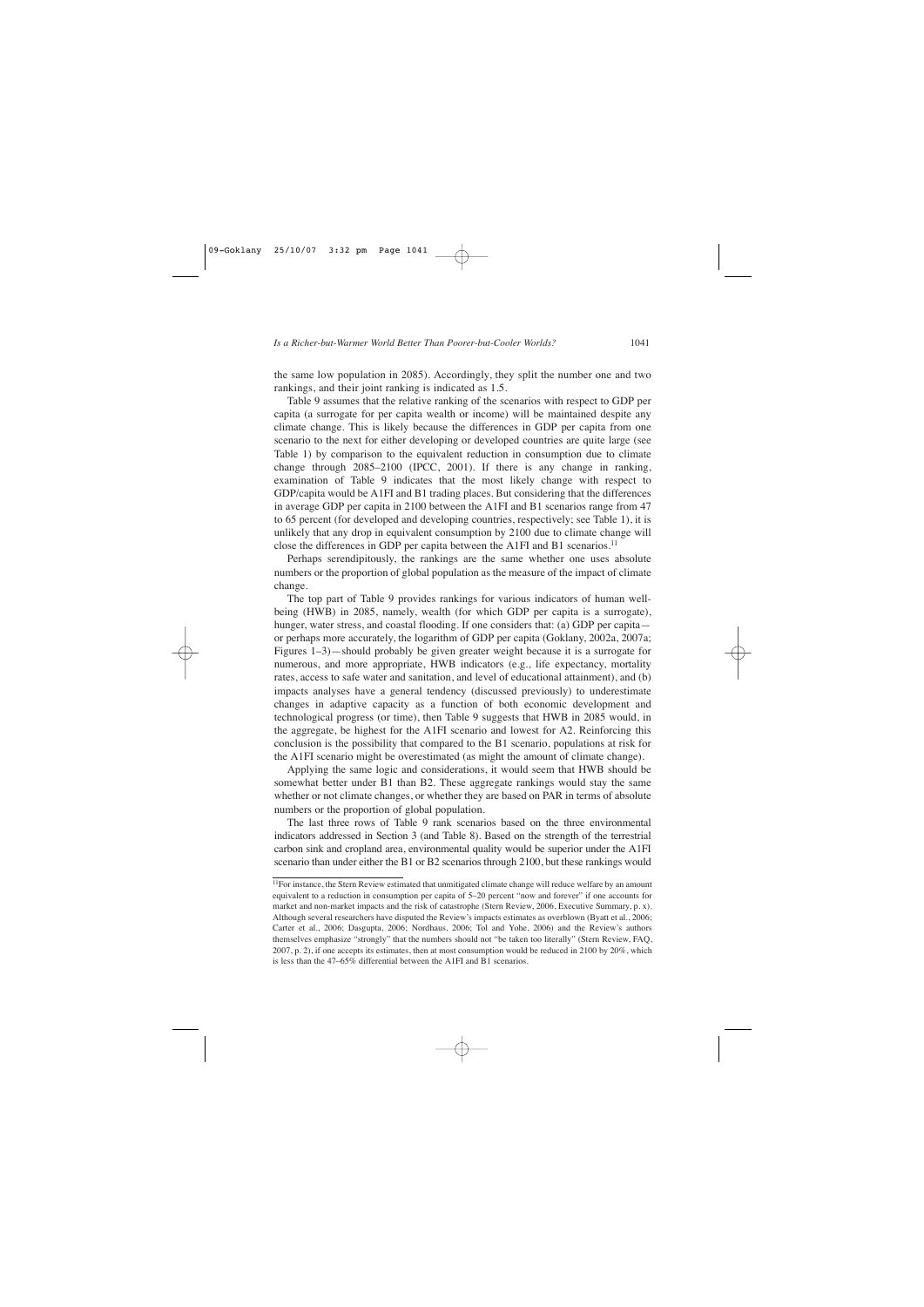the same low population in 2085). Accordingly, they split the number one and two rankings, and their joint ranking is indicated as 1.5.

Table 9 assumes that the relative ranking of the scenarios with respect to GDP per capita (a surrogate for per capita wealth or income) will be maintained despite any climate change. This is likely because the differences in GDP per capita from one scenario to the next for either developing or developed countries are quite large (see Table 1) by comparison to the equivalent reduction in consumption due to climate change through 2085–2100 (IPCC, 2001). If there is any change in ranking, examination of Table 9 indicates that the most likely change with respect to GDP/capita would be A1FI and B1 trading places. But considering that the differences in average GDP per capita in 2100 between the A1FI and B1 scenarios range from 47 to 65 percent (for developed and developing countries, respectively; see Table 1), it is unlikely that any drop in equivalent consumption by 2100 due to climate change will close the differences in GDP per capita between the A1FI and B1 scenarios.[11]

Perhaps serendipitously, the rankings are the same whether one uses absolute numbers or the proportion of global population as the measure of the impact of climate change.

The top part of Table 9 provides rankings for various indicators of human well-being (HWB) in 2085, namely, wealth (for which GDP per capita is a surrogate), hunger, water stress, and coastal flooding. If one considers that: (a) GDP per capita—or perhaps more accurately, the logarithm of GDP per capita (Goklany, 2002a, 2007a; Figures 1–3)—should probably be given greater weight because it is a surrogate for numerous, and more appropriate, HWB indicators (e.g., life expectancy, mortality rates, access to safe water and sanitation, and level of educational attainment), and (b) impacts analyses have a general tendency (discussed previously) to underestimate changes in adaptive capacity as a function of both economic development and technological progress (or time), then Table 9 suggests that HWB in 2085 would, in the aggregate, be highest for the A1FI scenario and lowest for A2. Reinforcing this conclusion is the possibility that compared to the B1 scenario, populations at risk for the A1FI scenario might be overestimated (as might the amount of climate change).

Applying the same logic and considerations, it would seem that HWB should be somewhat better under B1 than B2. These aggregate rankings would stay the same whether or not climate changes, or whether they are based on PAR in terms of absolute numbers or the proportion of global population.

The last three rows of Table 9 rank scenarios based on the three environmental indicators addressed in Section 3 (and Table 8). Based on the strength of the terrestrial carbon sink and cropland area, environmental quality would be superior under the A1FI scenario than under either the B1 or B2 scenarios through 2100, but these rankings would

---

[11] For instance, the Stern Review estimated that unmitigated climate change will reduce welfare by an amount equivalent to a reduction in consumption per capita of 5–20 percent "now and forever" if one accounts for market and non-market impacts and the risk of catastrophe (Stern Review, 2006, Executive Summary, p. x). Although several researchers have disputed the Review's impacts estimates as overblown (Byatt et al., 2006; Carter et al., 2006; Dasgupta, 2006; Nordhaus, 2006; Tol and Yohe, 2006) and the Review's authors themselves emphasize "strongly" that the numbers should not "be taken too literally" (Stern Review, FAQ, 2007, p. 2), if one accepts its estimates, then at most consumption would be reduced in 2100 by 20%, which is less than the 47–65% differential between the A1FI and B1 scenarios.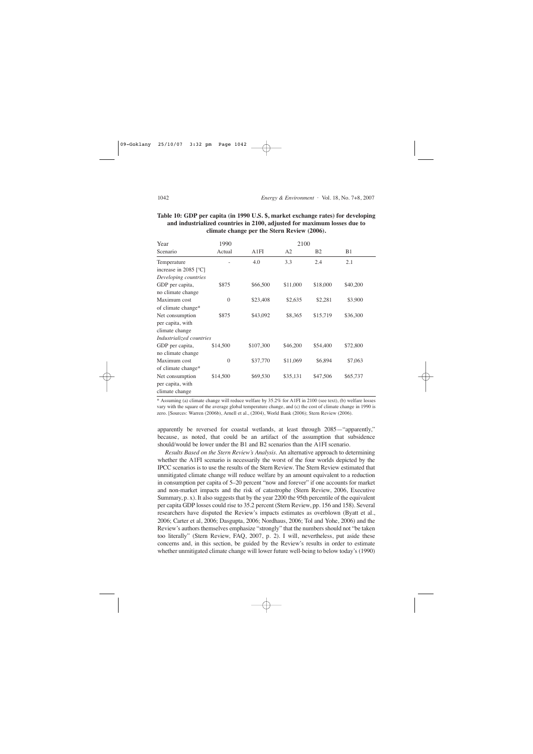**Table 10: GDP per capita (in 1990 U.S. $, market exchange rates) for developing and industrialized countries in 2100, adjusted for maximum losses due to climate change per the Stern Review (2006).**

| Year | 1990 | 2100 | | | |
|---|---|---|---|---|---|
| Scenario | Actual | A1FI | A2 | B2 | B1 |
| Temperature increase in 2085 [°C] | - | 4.0 | 3.3 | 2.4 | 2.1 |
| *Developing countries* | | | | | |
| GDP per capita, no climate change | \$875 | \$66,500 | \$11,000 | \$18,000 | \$40,200 |
| Maximum cost of climate change* | 0 | \$23,408 | \$2,635 | \$2,281 | \$3,900 |
| Net consumption per capita, with climate change | \$875 | \$43,092 | \$8,365 | \$15,719 | \$36,300 |
| *Industrialized countries* | | | | | |
| GDP per capita, no climate change | \$14,500 | \$107,300 | \$46,200 | \$54,400 | \$72,800 |
| Maximum cost of climate change* | 0 | \$37,770 | \$11,069 | \$6,894 | \$7,063 |
| Net consumption per capita, with climate change | \$14,500 | \$69,530 | \$35,131 | \$47,506 | \$65,737 |

\* Assuming (a) climate change will reduce welfare by 35.2% for A1FI in 2100 (see text), (b) welfare losses vary with the square of the average global temperature change, and (c) the cost of climate change in 1990 is zero. [Sources: Warren (2006b), Arnell et al., (2004), World Bank (2006); Stern Review (2006).

apparently be reversed for coastal wetlands, at least through 2085—"apparently," because, as noted, that could be an artifact of the assumption that subsidence should/would be lower under the B1 and B2 scenarios than the A1FI scenario.

*Results Based on the Stern Review's Analysis*. An alternative approach to determining whether the A1FI scenario is necessarily the worst of the four worlds depicted by the IPCC scenarios is to use the results of the Stern Review. The Stern Review estimated that unmitigated climate change will reduce welfare by an amount equivalent to a reduction in consumption per capita of 5–20 percent "now and forever" if one accounts for market and non-market impacts and the risk of catastrophe (Stern Review, 2006, Executive Summary, p. x). It also suggests that by the year 2200 the 95th percentile of the equivalent per capita GDP losses could rise to 35.2 percent (Stern Review, pp. 156 and 158). Several researchers have disputed the Review's impacts estimates as overblown (Byatt et al., 2006; Carter et al, 2006; Dasgupta, 2006; Nordhaus, 2006; Tol and Yohe, 2006) and the Review's authors themselves emphasize "strongly" that the numbers should not "be taken too literally" (Stern Review, FAQ, 2007, p. 2). I will, nevertheless, put aside these concerns and, in this section, be guided by the Review's results in order to estimate whether unmitigated climate change will lower future well-being to below today's (1990)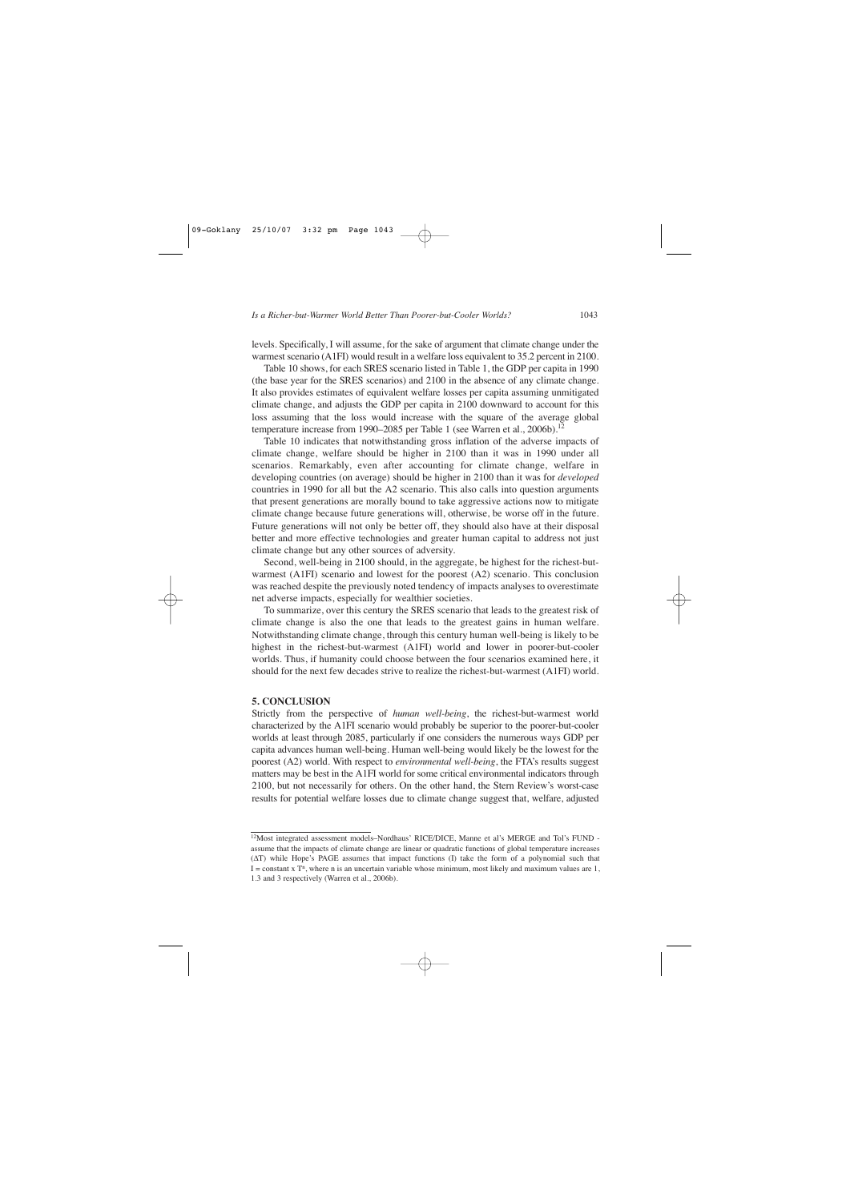levels. Specifically, I will assume, for the sake of argument that climate change under the warmest scenario (A1FI) would result in a welfare loss equivalent to 35.2 percent in 2100.

Table 10 shows, for each SRES scenario listed in Table 1, the GDP per capita in 1990 (the base year for the SRES scenarios) and 2100 in the absence of any climate change. It also provides estimates of equivalent welfare losses per capita assuming unmitigated climate change, and adjusts the GDP per capita in 2100 downward to account for this loss assuming that the loss would increase with the square of the average global temperature increase from 1990–2085 per Table 1 (see Warren et al., 2006b).[12]

Table 10 indicates that notwithstanding gross inflation of the adverse impacts of climate change, welfare should be higher in 2100 than it was in 1990 under all scenarios. Remarkably, even after accounting for climate change, welfare in developing countries (on average) should be higher in 2100 than it was for *developed* countries in 1990 for all but the A2 scenario. This also calls into question arguments that present generations are morally bound to take aggressive actions now to mitigate climate change because future generations will, otherwise, be worse off in the future. Future generations will not only be better off, they should also have at their disposal better and more effective technologies and greater human capital to address not just climate change but any other sources of adversity.

Second, well-being in 2100 should, in the aggregate, be highest for the richest-but-warmest (A1FI) scenario and lowest for the poorest (A2) scenario. This conclusion was reached despite the previously noted tendency of impacts analyses to overestimate net adverse impacts, especially for wealthier societies.

To summarize, over this century the SRES scenario that leads to the greatest risk of climate change is also the one that leads to the greatest gains in human welfare. Notwithstanding climate change, through this century human well-being is likely to be highest in the richest-but-warmest (A1FI) world and lower in poorer-but-cooler worlds. Thus, if humanity could choose between the four scenarios examined here, it should for the next few decades strive to realize the richest-but-warmest (A1FI) world.

## 5. CONCLUSION

Strictly from the perspective of *human well-being*, the richest-but-warmest world characterized by the A1FI scenario would probably be superior to the poorer-but-cooler worlds at least through 2085, particularly if one considers the numerous ways GDP per capita advances human well-being. Human well-being would likely be the lowest for the poorest (A2) world. With respect to *environmental well-being*, the FTA's results suggest matters may be best in the A1FI world for some critical environmental indicators through 2100, but not necessarily for others. On the other hand, the Stern Review's worst-case results for potential welfare losses due to climate change suggest that, welfare, adjusted

---

[12] Most integrated assessment models–Nordhaus' RICE/DICE, Manne et al's MERGE and Tol's FUND - assume that the impacts of climate change are linear or quadratic functions of global temperature increases ($\Delta T$) while Hope's PAGE assumes that impact functions (I) take the form of a polynomial such that $I = \text{constant} \times T^n$, where n is an uncertain variable whose minimum, most likely and maximum values are 1, 1.3 and 3 respectively (Warren et al., 2006b).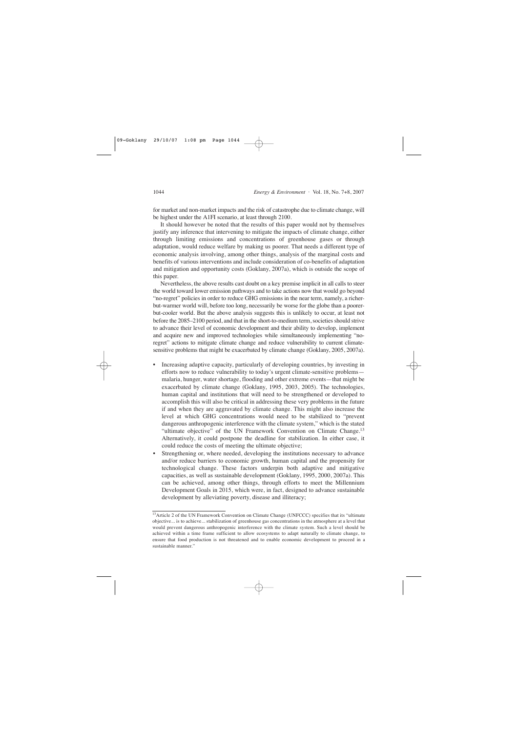for market and non-market impacts and the risk of catastrophe due to climate change, will be highest under the A1FI scenario, at least through 2100.

It should however be noted that the results of this paper would not by themselves justify any inference that intervening to mitigate the impacts of climate change, either through limiting emissions and concentrations of greenhouse gases or through adaptation, would reduce welfare by making us poorer. That needs a different type of economic analysis involving, among other things, analysis of the marginal costs and benefits of various interventions and include consideration of co-benefits of adaptation and mitigation and opportunity costs (Goklany, 2007a), which is outside the scope of this paper.

Nevertheless, the above results cast doubt on a key premise implicit in all calls to steer the world toward lower emission pathways and to take actions now that would go beyond "no-regret" policies in order to reduce GHG emissions in the near term, namely, a richer-but-warmer world will, before too long, necessarily be worse for the globe than a poorer-but-cooler world. But the above analysis suggests this is unlikely to occur, at least not before the 2085–2100 period, and that in the short-to-medium term, societies should strive to advance their level of economic development and their ability to develop, implement and acquire new and improved technologies while simultaneously implementing "no-regret" actions to mitigate climate change and reduce vulnerability to current climate-sensitive problems that might be exacerbated by climate change (Goklany, 2005, 2007a).

- Increasing adaptive capacity, particularly of developing countries, by investing in efforts now to reduce vulnerability to today's urgent climate-sensitive problems—malaria, hunger, water shortage, flooding and other extreme events—that might be exacerbated by climate change (Goklany, 1995, 2003, 2005). The technologies, human capital and institutions that will need to be strengthened or developed to accomplish this will also be critical in addressing these very problems in the future if and when they are aggravated by climate change. This might also increase the level at which GHG concentrations would need to be stabilized to "prevent dangerous anthropogenic interference with the climate system," which is the stated "ultimate objective" of the UN Framework Convention on Climate Change.[13] Alternatively, it could postpone the deadline for stabilization. In either case, it could reduce the costs of meeting the ultimate objective;
- Strengthening or, where needed, developing the institutions necessary to advance and/or reduce barriers to economic growth, human capital and the propensity for technological change. These factors underpin both adaptive and mitigative capacities, as well as sustainable development (Goklany, 1995, 2000, 2007a). This can be achieved, among other things, through efforts to meet the Millennium Development Goals in 2015, which were, in fact, designed to advance sustainable development by alleviating poverty, disease and illiteracy;

[13] Article 2 of the UN Framework Convention on Climate Change (UNFCCC) specifies that its "ultimate objective... is to achieve... stabilization of greenhouse gas concentrations in the atmosphere at a level that would prevent dangerous anthropogenic interference with the climate system. Such a level should be achieved within a time frame sufficient to allow ecosystems to adapt naturally to climate change, to ensure that food production is not threatened and to enable economic development to proceed in a sustainable manner."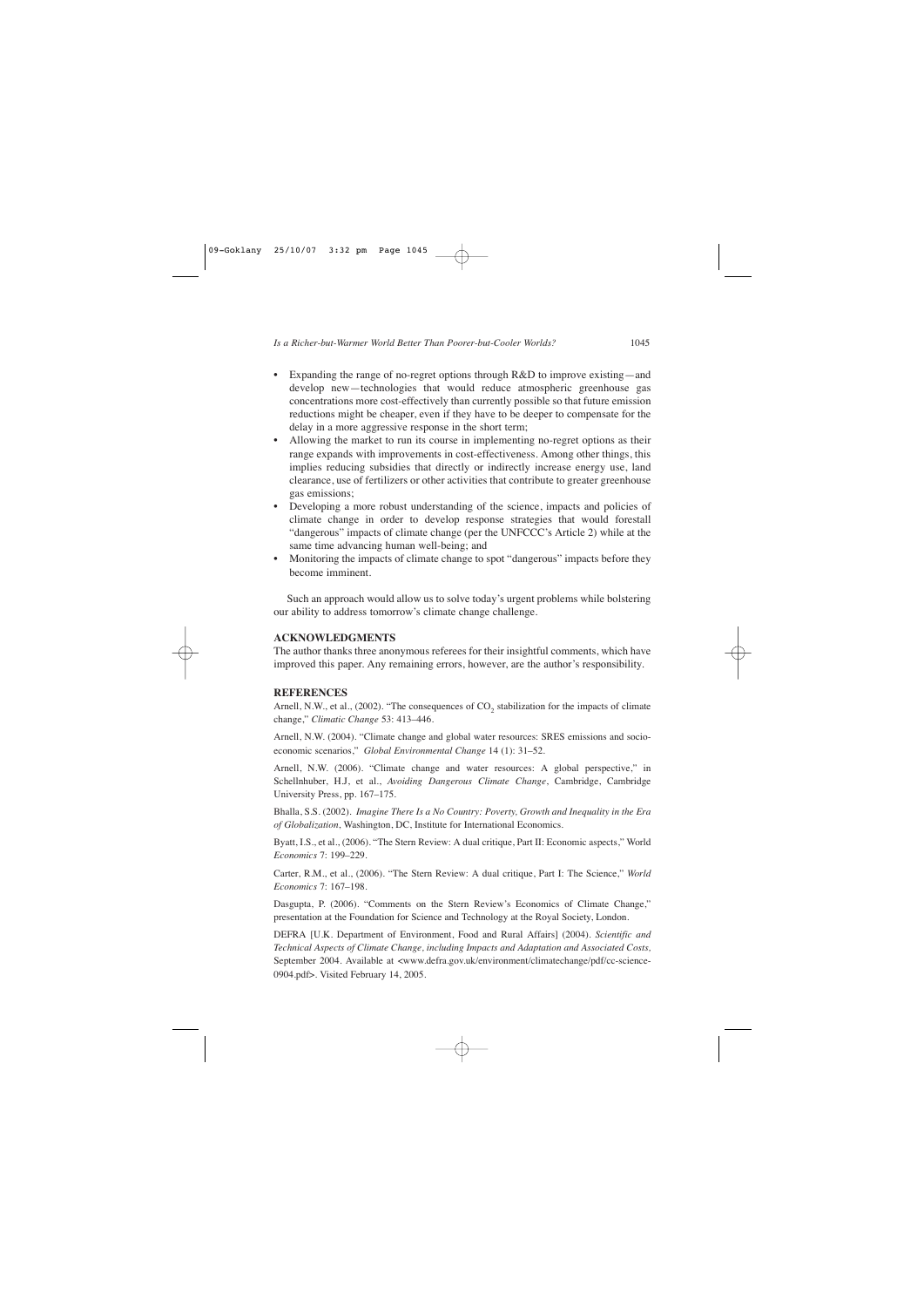- Expanding the range of no-regret options through R&D to improve existing—and develop new—technologies that would reduce atmospheric greenhouse gas concentrations more cost-effectively than currently possible so that future emission reductions might be cheaper, even if they have to be deeper to compensate for the delay in a more aggressive response in the short term;
- Allowing the market to run its course in implementing no-regret options as their range expands with improvements in cost-effectiveness. Among other things, this implies reducing subsidies that directly or indirectly increase energy use, land clearance, use of fertilizers or other activities that contribute to greater greenhouse gas emissions;
- Developing a more robust understanding of the science, impacts and policies of climate change in order to develop response strategies that would forestall "dangerous" impacts of climate change (per the UNFCCC's Article 2) while at the same time advancing human well-being; and
- Monitoring the impacts of climate change to spot "dangerous" impacts before they become imminent.

Such an approach would allow us to solve today's urgent problems while bolstering our ability to address tomorrow's climate change challenge.

## ACKNOWLEDGMENTS

The author thanks three anonymous referees for their insightful comments, which have improved this paper. Any remaining errors, however, are the author's responsibility.

## REFERENCES

Arnell, N.W., et al., (2002). "The consequences of $CO_2$ stabilization for the impacts of climate change," *Climatic Change* 53: 413–446.

Arnell, N.W. (2004). "Climate change and global water resources: SRES emissions and socio-economic scenarios," *Global Environmental Change* 14 (1): 31–52.

Arnell, N.W. (2006). "Climate change and water resources: A global perspective," in Schellnhuber, H.J, et al., *Avoiding Dangerous Climate Change*, Cambridge, Cambridge University Press, pp. 167–175.

Bhalla, S.S. (2002). *Imagine There Is a No Country: Poverty, Growth and Inequality in the Era of Globalization*, Washington, DC, Institute for International Economics.

Byatt, I.S., et al., (2006). "The Stern Review: A dual critique, Part II: Economic aspects," World *Economics* 7: 199–229.

Carter, R.M., et al., (2006). "The Stern Review: A dual critique, Part I: The Science," *World Economics* 7: 167–198.

Dasgupta, P. (2006). "Comments on the Stern Review's Economics of Climate Change," presentation at the Foundation for Science and Technology at the Royal Society, London.

DEFRA [U.K. Department of Environment, Food and Rural Affairs] (2004). *Scientific and Technical Aspects of Climate Change, including Impacts and Adaptation and Associated Costs,* September 2004. Available at <www.defra.gov.uk/environment/climatechange/pdf/cc-science-0904.pdf>. Visited February 14, 2005.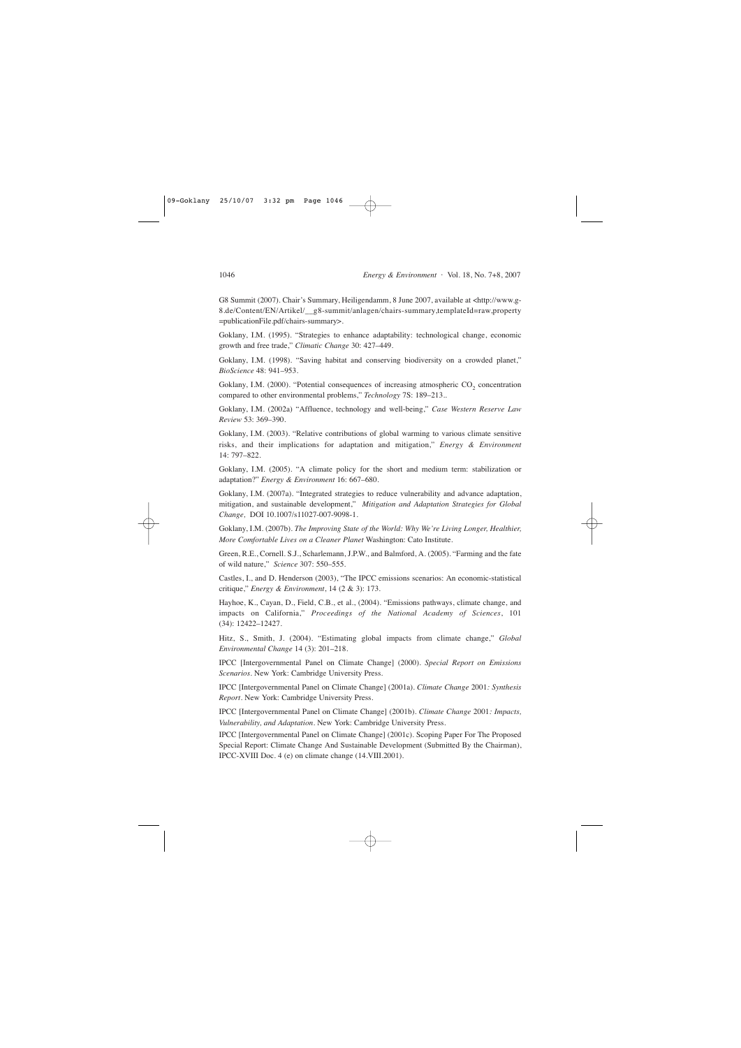G8 Summit (2007). Chair's Summary, Heiligendamm, 8 June 2007, available at <http://www.g-8.de/Content/EN/Artikel/__g8-summit/anlagen/chairs-summary,templateId=raw,property=publicationFile.pdf/chairs-summary>.

Goklany, I.M. (1995). "Strategies to enhance adaptability: technological change, economic growth and free trade," *Climatic Change* 30: 427–449.

Goklany, I.M. (1998). "Saving habitat and conserving biodiversity on a crowded planet," *BioScience* 48: 941–953.

Goklany, I.M. (2000). "Potential consequences of increasing atmospheric $CO_2$ concentration compared to other environmental problems," *Technology* 7S: 189–213..

Goklany, I.M. (2002a) "Affluence, technology and well-being," *Case Western Reserve Law Review* 53: 369–390.

Goklany, I.M. (2003). "Relative contributions of global warming to various climate sensitive risks, and their implications for adaptation and mitigation," *Energy & Environment* 14: 797–822.

Goklany, I.M. (2005). "A climate policy for the short and medium term: stabilization or adaptation?" *Energy & Environment* 16: 667–680.

Goklany, I.M. (2007a). "Integrated strategies to reduce vulnerability and advance adaptation, mitigation, and sustainable development," *Mitigation and Adaptation Strategies for Global Change,* DOI 10.1007/s11027-007-9098-1.

Goklany, I.M. (2007b). *The Improving State of the World: Why We're Living Longer, Healthier, More Comfortable Lives on a Cleaner Planet* Washington: Cato Institute.

Green, R.E., Cornell. S.J., Scharlemann, J.P.W., and Balmford, A. (2005). "Farming and the fate of wild nature," *Science* 307: 550–555.

Castles, I., and D. Henderson (2003), "The IPCC emissions scenarios: An economic-statistical critique," *Energy & Environment*, 14 (2 & 3): 173.

Hayhoe, K., Cayan, D., Field, C.B., et al., (2004). "Emissions pathways, climate change, and impacts on California," *Proceedings of the National Academy of Sciences*, 101 (34): 12422–12427.

Hitz, S., Smith, J. (2004). "Estimating global impacts from climate change," *Global Environmental Change* 14 (3): 201–218.

IPCC [Intergovernmental Panel on Climate Change] (2000). *Special Report on Emissions Scenarios*. New York: Cambridge University Press.

IPCC [Intergovernmental Panel on Climate Change] (2001a). *Climate Change* 2001*: Synthesis Report*. New York: Cambridge University Press.

IPCC [Intergovernmental Panel on Climate Change] (2001b). *Climate Change* 2001*: Impacts, Vulnerability, and Adaptation*. New York: Cambridge University Press.

IPCC [Intergovernmental Panel on Climate Change] (2001c). Scoping Paper For The Proposed Special Report: Climate Change And Sustainable Development (Submitted By the Chairman), IPCC-XVIII Doc. 4 (e) on climate change (14.VIII.2001).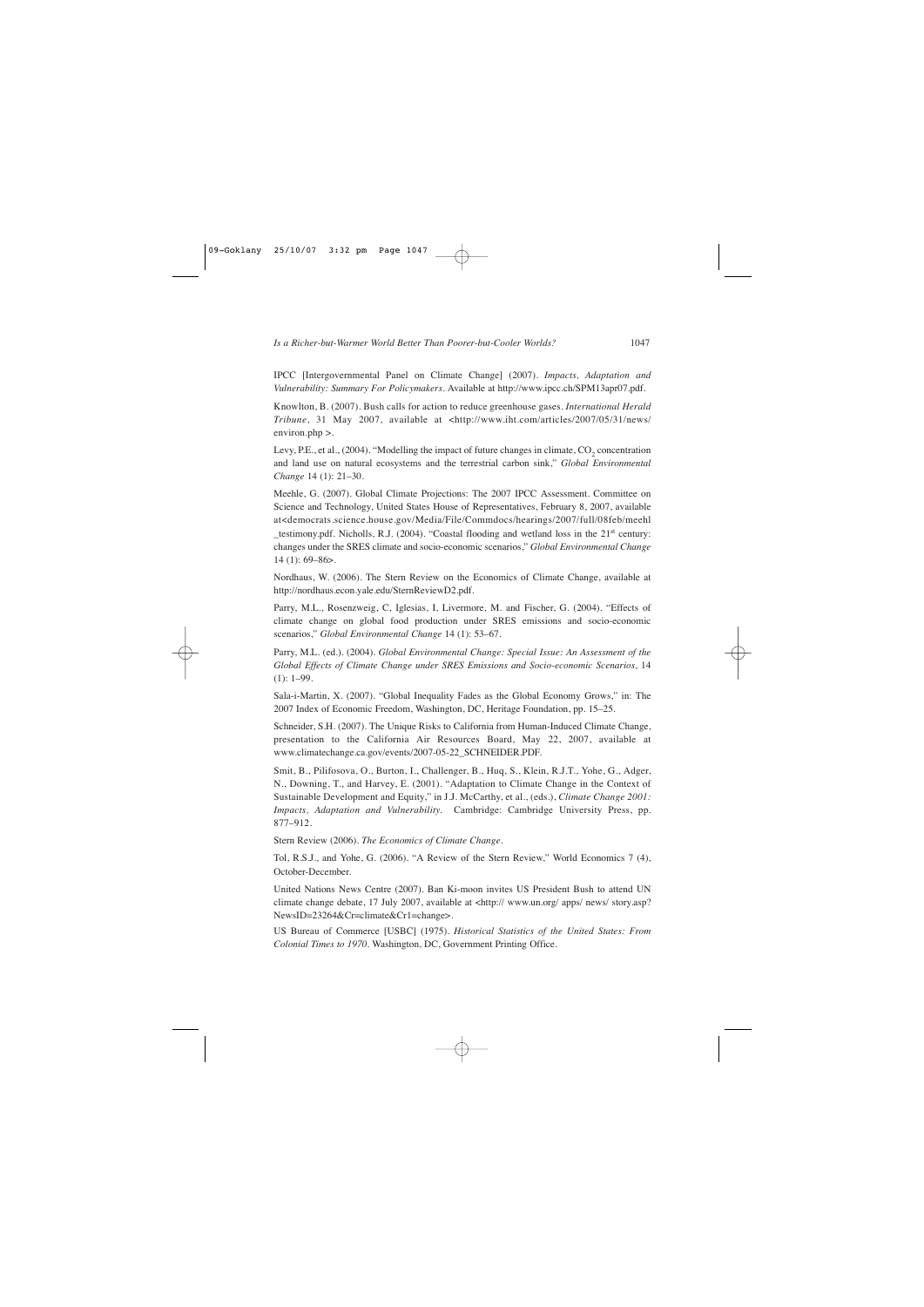IPCC [Intergovernmental Panel on Climate Change] (2007). *Impacts, Adaptation and Vulnerability: Summary For Policymakers*. Available at http://www.ipcc.ch/SPM13apr07.pdf.

Knowlton, B. (2007). Bush calls for action to reduce greenhouse gases. *International Herald Tribune*, 31 May 2007, available at <http://www.iht.com/articles/2007/05/31/news/environ.php >.

Levy, P.E., et al., (2004). "Modelling the impact of future changes in climate, $CO_2$ concentration and land use on natural ecosystems and the terrestrial carbon sink," *Global Environmental Change* 14 (1): 21–30.

Meehle, G. (2007). Global Climate Projections: The 2007 IPCC Assessment. Committee on Science and Technology, United States House of Representatives, February 8, 2007, available at<democrats.science.house.gov/Media/File/Commdocs/hearings/2007/full/08feb/meehl_testimony.pdf. Nicholls, R.J. (2004). "Coastal flooding and wetland loss in the 21st century: changes under the SRES climate and socio-economic scenarios," *Global Environmental Change* 14 (1): 69–86>.

Nordhaus, W. (2006). The Stern Review on the Economics of Climate Change, available at http://nordhaus.econ.yale.edu/SternReviewD2.pdf.

Parry, M.L., Rosenzweig, C, Iglesias, I, Livermore, M. and Fischer, G. (2004). "Effects of climate change on global food production under SRES emissions and socio-economic scenarios," *Global Environmental Change* 14 (1): 53–67.

Parry, M.L. (ed.). (2004). *Global Environmental Change: Special Issue: An Assessment of the Global Effects of Climate Change under SRES Emissions and Socio-economic Scenarios*, 14 (1): 1–99.

Sala-i-Martin, X. (2007). "Global Inequality Fades as the Global Economy Grows," in: The 2007 Index of Economic Freedom, Washington, DC, Heritage Foundation, pp. 15–25.

Schneider, S.H. (2007). The Unique Risks to California from Human-Induced Climate Change, presentation to the California Air Resources Board, May 22, 2007, available at www.climatechange.ca.gov/events/2007-05-22_SCHNEIDER.PDF.

Smit, B., Pilifosova, O., Burton, I., Challenger, B., Huq, S., Klein, R.J.T., Yohe, G., Adger, N., Downing, T., and Harvey, E. (2001). "Adaptation to Climate Change in the Context of Sustainable Development and Equity," in J.J. McCarthy, et al., (eds.), *Climate Change 2001: Impacts, Adaptation and Vulnerability.* Cambridge: Cambridge University Press, pp. 877–912.

Stern Review (2006). *The Economics of Climate Change*.

Tol, R.S.J., and Yohe, G. (2006). "A Review of the Stern Review," World Economics 7 (4), October-December.

United Nations News Centre (2007). Ban Ki-moon invites US President Bush to attend UN climate change debate, 17 July 2007, available at <http:// www.un.org/ apps/ news/ story.asp? NewsID=23264&Cr=climate&Cr1=change>.

US Bureau of Commerce [USBC] (1975). *Historical Statistics of the United States: From Colonial Times to 1970*. Washington, DC, Government Printing Office.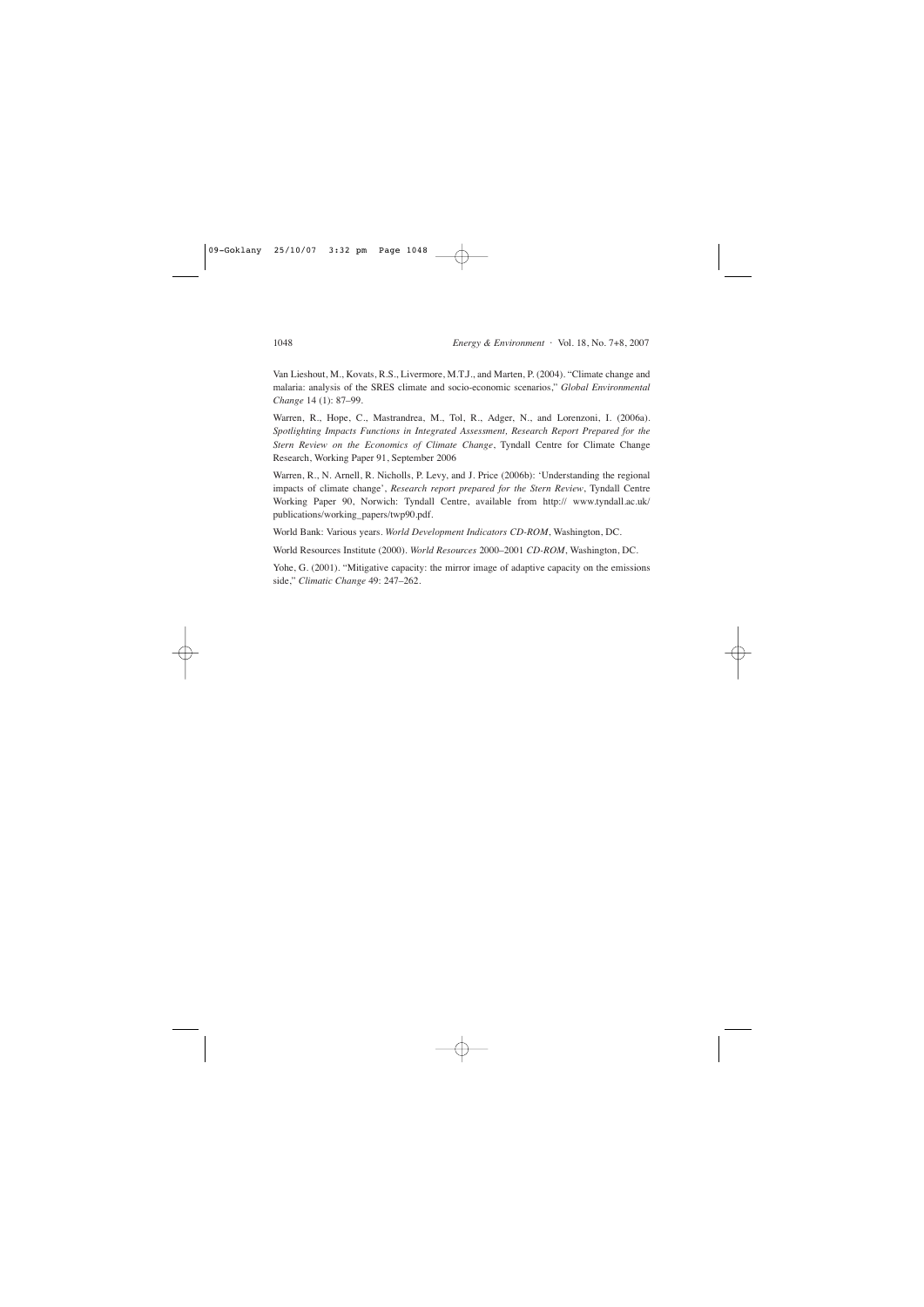Van Lieshout, M., Kovats, R.S., Livermore, M.T.J., and Marten, P. (2004). "Climate change and malaria: analysis of the SRES climate and socio-economic scenarios," *Global Environmental Change* 14 (1): 87–99.

Warren, R., Hope, C., Mastrandrea, M., Tol, R., Adger, N., and Lorenzoni, I. (2006a). *Spotlighting Impacts Functions in Integrated Assessment, Research Report Prepared for the Stern Review on the Economics of Climate Change*, Tyndall Centre for Climate Change Research, Working Paper 91, September 2006

Warren, R., N. Arnell, R. Nicholls, P. Levy, and J. Price (2006b): 'Understanding the regional impacts of climate change', *Research report prepared for the Stern Review*, Tyndall Centre Working Paper 90, Norwich: Tyndall Centre, available from http:// www.tyndall.ac.uk/ publications/working_papers/twp90.pdf.

World Bank: Various years. *World Development Indicators CD-ROM*, Washington, DC.

World Resources Institute (2000). *World Resources* 2000–2001 *CD-ROM*, Washington, DC.

Yohe, G. (2001). "Mitigative capacity: the mirror image of adaptive capacity on the emissions side," *Climatic Change* 49: 247–262.